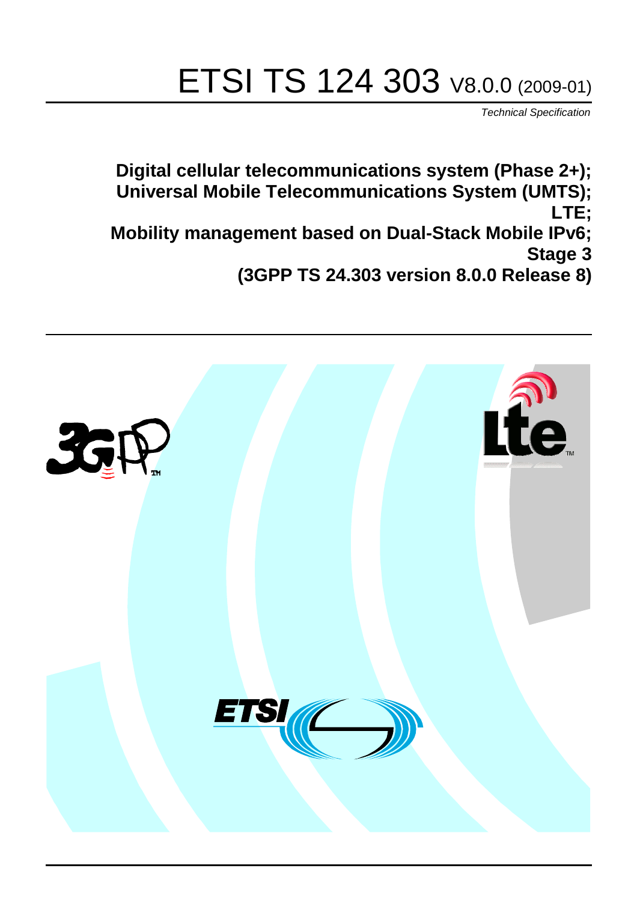# ETSI TS 124 303 V8.0.0 (2009-01)

*Technical Specification*

**Digital cellular telecommunications system (Phase 2+);
Universal Mobile Telecommunications System (UMTS);
LTE;
Mobility management based on Dual-Stack Mobile IPv6;
Stage 3
(3GPP TS 24.303 version 8.0.0 Release 8)**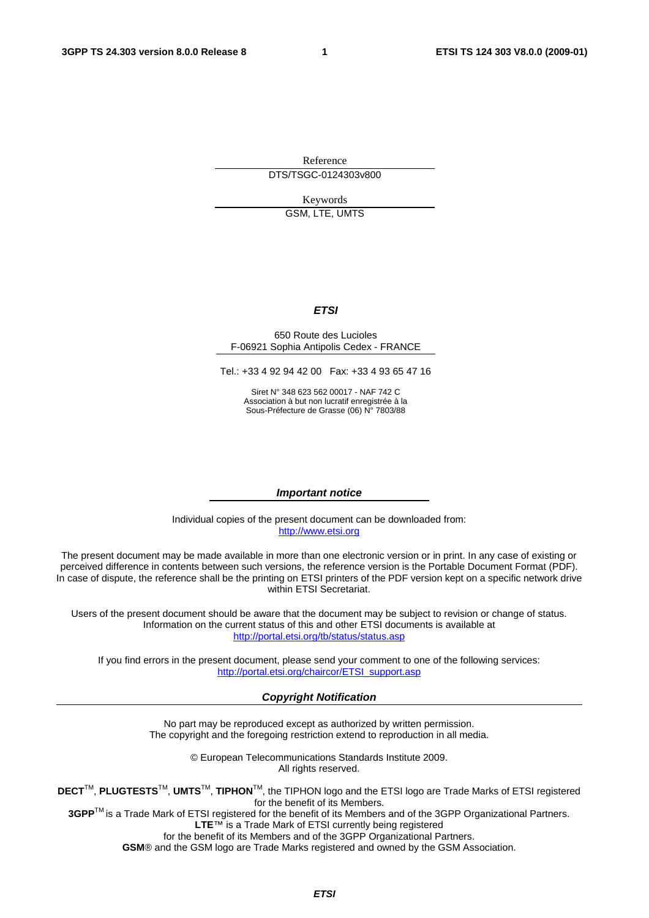Reference

DTS/TSGC-0124303v800

Keywords

GSM, LTE, UMTS

***ETSI***

650 Route des Lucioles
F-06921 Sophia Antipolis Cedex - FRANCE

Tel.: +33 4 92 94 42 00   Fax: +33 4 93 65 47 16

Siret N° 348 623 562 00017 - NAF 742 C
Association à but non lucratif enregistrée à la
Sous-Préfecture de Grasse (06) N° 7803/88

***Important notice***

Individual copies of the present document can be downloaded from:
http://www.etsi.org

The present document may be made available in more than one electronic version or in print. In any case of existing or perceived difference in contents between such versions, the reference version is the Portable Document Format (PDF). In case of dispute, the reference shall be the printing on ETSI printers of the PDF version kept on a specific network drive within ETSI Secretariat.

Users of the present document should be aware that the document may be subject to revision or change of status. Information on the current status of this and other ETSI documents is available at
http://portal.etsi.org/tb/status/status.asp

If you find errors in the present document, please send your comment to one of the following services:
http://portal.etsi.org/chaircor/ETSI_support.asp

***Copyright Notification***

No part may be reproduced except as authorized by written permission.
The copyright and the foregoing restriction extend to reproduction in all media.

© European Telecommunications Standards Institute 2009.
All rights reserved.

**DECT**™, **PLUGTESTS**™, **UMTS**™, **TIPHON**™, the TIPHON logo and the ETSI logo are Trade Marks of ETSI registered for the benefit of its Members.
**3GPP**™ is a Trade Mark of ETSI registered for the benefit of its Members and of the 3GPP Organizational Partners.
**LTE**™ is a Trade Mark of ETSI currently being registered
for the benefit of its Members and of the 3GPP Organizational Partners.
**GSM**® and the GSM logo are Trade Marks registered and owned by the GSM Association.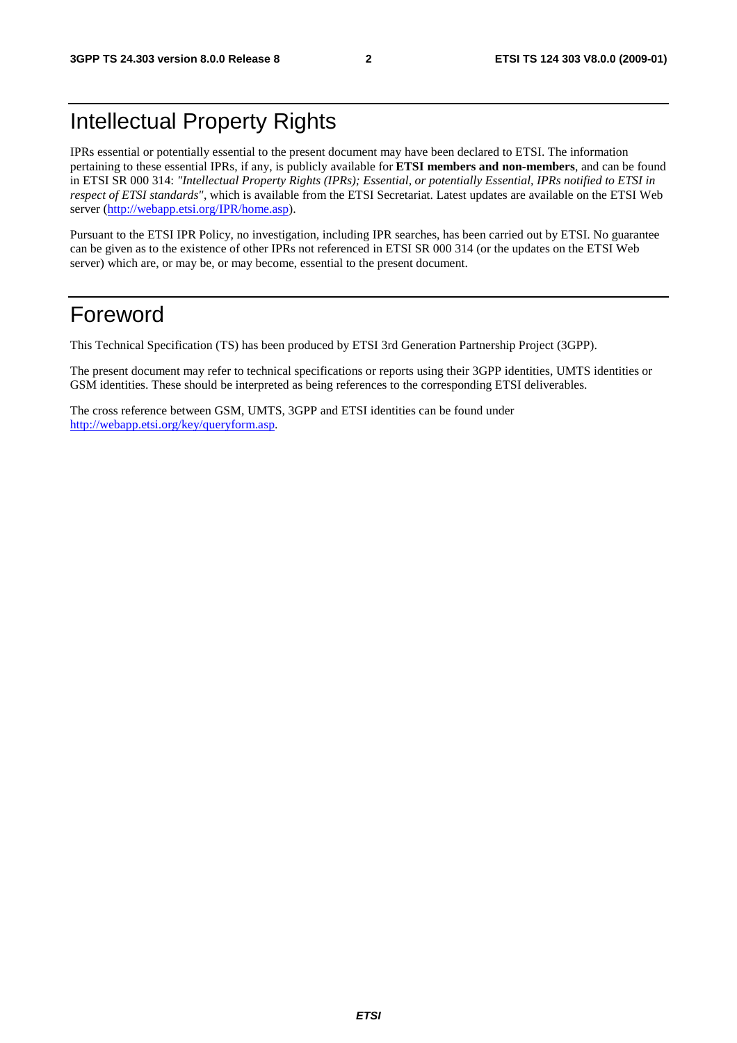# Intellectual Property Rights

IPRs essential or potentially essential to the present document may have been declared to ETSI. The information pertaining to these essential IPRs, if any, is publicly available for **ETSI members and non-members**, and can be found in ETSI SR 000 314: *"Intellectual Property Rights (IPRs); Essential, or potentially Essential, IPRs notified to ETSI in respect of ETSI standards"*, which is available from the ETSI Secretariat. Latest updates are available on the ETSI Web server (http://webapp.etsi.org/IPR/home.asp).

Pursuant to the ETSI IPR Policy, no investigation, including IPR searches, has been carried out by ETSI. No guarantee can be given as to the existence of other IPRs not referenced in ETSI SR 000 314 (or the updates on the ETSI Web server) which are, or may be, or may become, essential to the present document.

# Foreword

This Technical Specification (TS) has been produced by ETSI 3rd Generation Partnership Project (3GPP).

The present document may refer to technical specifications or reports using their 3GPP identities, UMTS identities or GSM identities. These should be interpreted as being references to the corresponding ETSI deliverables.

The cross reference between GSM, UMTS, 3GPP and ETSI identities can be found under http://webapp.etsi.org/key/queryform.asp.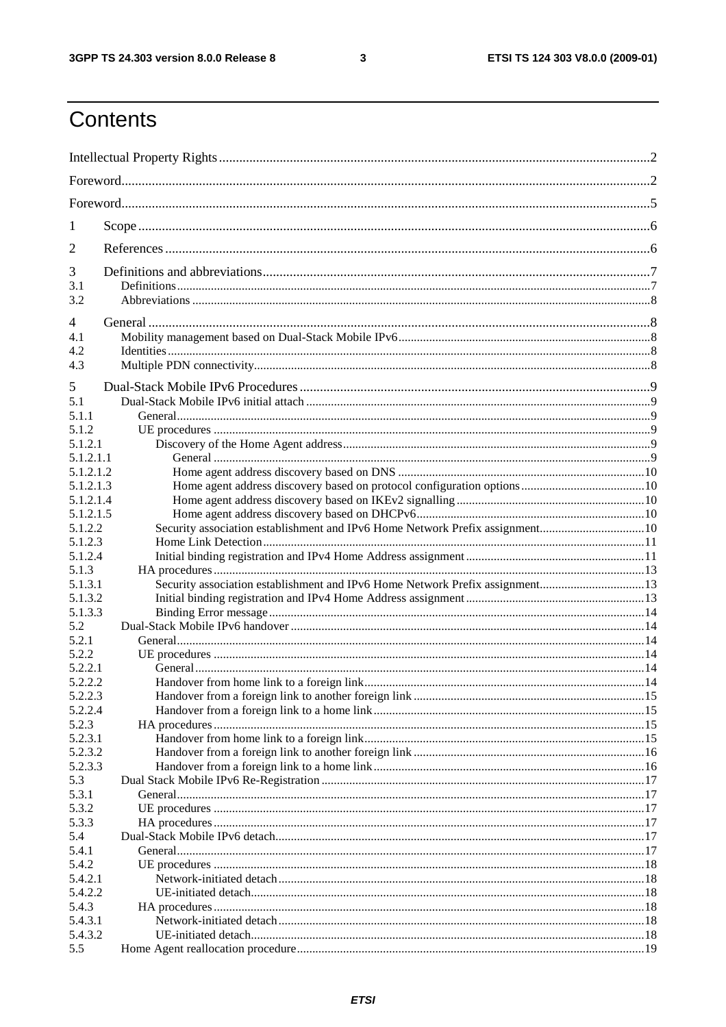# Contents

Intellectual Property Rights ....................................................................................................................................2

Foreword .................................................................................................................................................................2

Foreword .................................................................................................................................................................5

1 Scope ...................................................................................................................................................................6

2 References ...........................................................................................................................................................6

3 Definitions and abbreviations ..............................................................................................................................7
3.1 Definitions .........................................................................................................................................................7
3.2 Abbreviations ....................................................................................................................................................8

4 General ................................................................................................................................................................8
4.1 Mobility management based on Dual-Stack Mobile IPv6 .................................................................................8
4.2 Identities ............................................................................................................................................................8
4.3 Multiple PDN connectivity ................................................................................................................................8

5 Dual-Stack Mobile IPv6 Procedures ....................................................................................................................9
5.1 Dual-Stack Mobile IPv6 initial attach ................................................................................................................9
5.1.1 General ............................................................................................................................................................9
5.1.2 UE procedures .................................................................................................................................................9
5.1.2.1 Discovery of the Home Agent address ..........................................................................................................9
5.1.2.1.1 General .......................................................................................................................................................9
5.1.2.1.2 Home agent address discovery based on DNS ..........................................................................................10
5.1.2.1.3 Home agent address discovery based on protocol configuration options ...................................................10
5.1.2.1.4 Home agent address discovery based on IKEv2 signalling .......................................................................10
5.1.2.1.5 Home agent address discovery based on DHCPv6 ....................................................................................10
5.1.2.2 Security association establishment and IPv6 Home Network Prefix assignment .........................................10
5.1.2.3 Home Link Detection ...................................................................................................................................11
5.1.2.4 Initial binding registration and IPv4 Home Address assignment ..................................................................11
5.1.3 HA procedures ...............................................................................................................................................13
5.1.3.1 Security association establishment and IPv6 Home Network Prefix assignment .........................................13
5.1.3.2 Initial binding registration and IPv4 Home Address assignment ..................................................................13
5.1.3.3 Binding Error message .................................................................................................................................14
5.2 Dual-Stack Mobile IPv6 handover ...................................................................................................................14
5.2.1 General ..........................................................................................................................................................14
5.2.2 UE procedures ...............................................................................................................................................14
5.2.2.1 General ........................................................................................................................................................14
5.2.2.2 Handover from home link to a foreign link ..................................................................................................14
5.2.2.3 Handover from a foreign link to another foreign link ...................................................................................15
5.2.2.4 Handover from a foreign link to a home link ...............................................................................................15
5.2.3 HA procedures ...............................................................................................................................................15
5.2.3.1 Handover from home link to a foreign link ..................................................................................................15
5.2.3.2 Handover from a foreign link to another foreign link ...................................................................................16
5.2.3.3 Handover from a foreign link to a home link ...............................................................................................16
5.3 Dual Stack Mobile IPv6 Re-Registration .........................................................................................................17
5.3.1 General ..........................................................................................................................................................17
5.3.2 UE procedures ...............................................................................................................................................17
5.3.3 HA procedures ...............................................................................................................................................17
5.4 Dual-Stack Mobile IPv6 detach ........................................................................................................................17
5.4.1 General ..........................................................................................................................................................17
5.4.2 UE procedures ...............................................................................................................................................18
5.4.2.1 Network-initiated detach ..............................................................................................................................18
5.4.2.2 UE-initiated detach .......................................................................................................................................18
5.4.3 HA procedures ...............................................................................................................................................18
5.4.3.1 Network-initiated detach ..............................................................................................................................18
5.4.3.2 UE-initiated detach .......................................................................................................................................18
5.5 Home Agent reallocation procedure .................................................................................................................19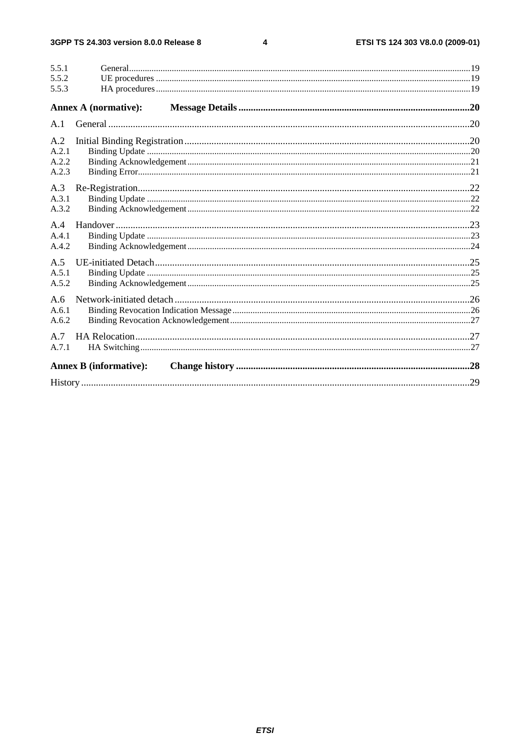5.5.1 General .......................................................................................................................................................19
5.5.2 UE procedures ..............................................................................................................................................19
5.5.3 HA procedures .............................................................................................................................................19

**Annex A (normative): Message Details** ..............................................................................................20

A.1 General .......................................................................................................................................................20

A.2 Initial Binding Registration ......................................................................................................................20
A.2.1 Binding Update ...........................................................................................................................................20
A.2.2 Binding Acknowledgement ........................................................................................................................21
A.2.3 Binding Error ...............................................................................................................................................21

A.3 Re-Registration ..........................................................................................................................................22
A.3.1 Binding Update ...........................................................................................................................................22
A.3.2 Binding Acknowledgement ........................................................................................................................22

A.4 Handover ....................................................................................................................................................23
A.4.1 Binding Update ...........................................................................................................................................23
A.4.2 Binding Acknowledgement ........................................................................................................................24

A.5 UE-initiated Detach ...................................................................................................................................25
A.5.1 Binding Update ...........................................................................................................................................25
A.5.2 Binding Acknowledgement ........................................................................................................................25

A.6 Network-initiated detach ..........................................................................................................................26
A.6.1 Binding Revocation Indication Message ....................................................................................................26
A.6.2 Binding Revocation Acknowledgement .....................................................................................................27

A.7 HA Relocation ............................................................................................................................................27
A.7.1 HA Switching ..............................................................................................................................................27

**Annex B (informative): Change history** ..............................................................................................28

History ..............................................................................................................................................................29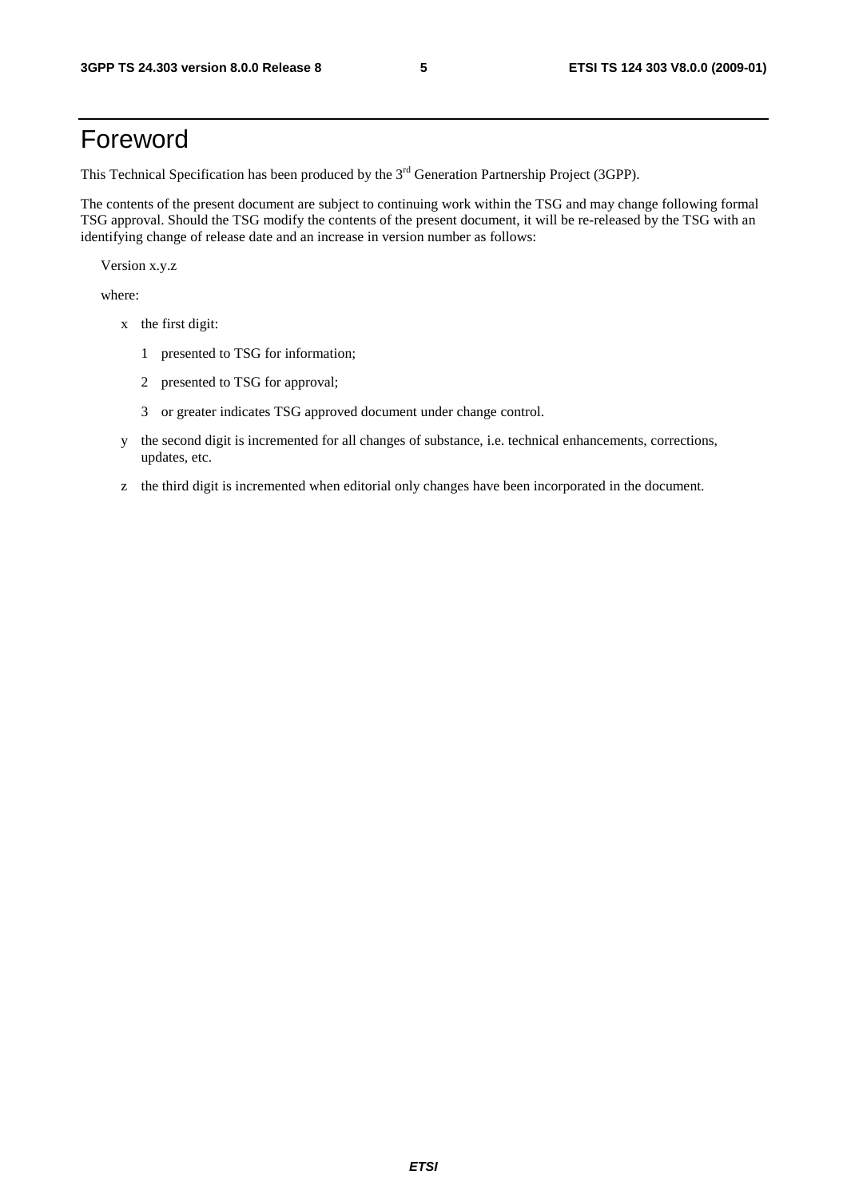# Foreword

This Technical Specification has been produced by the 3rd Generation Partnership Project (3GPP).

The contents of the present document are subject to continuing work within the TSG and may change following formal TSG approval. Should the TSG modify the contents of the present document, it will be re-released by the TSG with an identifying change of release date and an increase in version number as follows:

Version x.y.z

where:

- x the first digit:
  - 1 presented to TSG for information;
  - 2 presented to TSG for approval;
  - 3 or greater indicates TSG approved document under change control.
- y the second digit is incremented for all changes of substance, i.e. technical enhancements, corrections, updates, etc.
- z the third digit is incremented when editorial only changes have been incorporated in the document.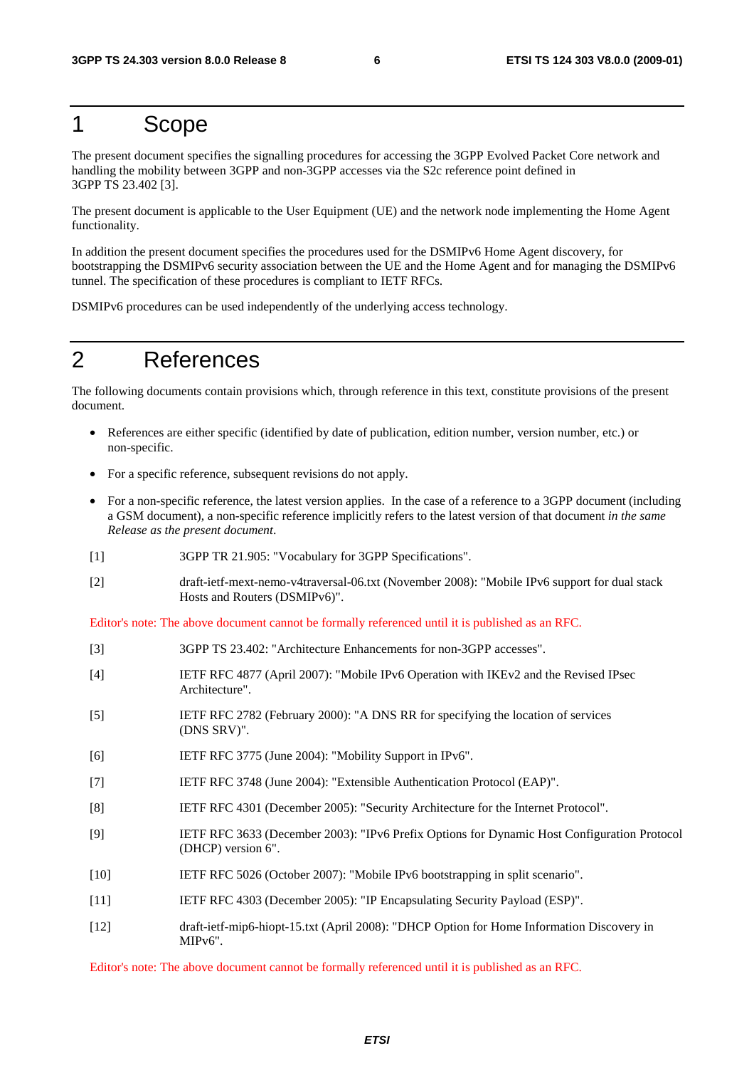# 1 Scope

The present document specifies the signalling procedures for accessing the 3GPP Evolved Packet Core network and handling the mobility between 3GPP and non-3GPP accesses via the S2c reference point defined in 3GPP TS 23.402 [3].

The present document is applicable to the User Equipment (UE) and the network node implementing the Home Agent functionality.

In addition the present document specifies the procedures used for the DSMIPv6 Home Agent discovery, for bootstrapping the DSMIPv6 security association between the UE and the Home Agent and for managing the DSMIPv6 tunnel. The specification of these procedures is compliant to IETF RFCs.

DSMIPv6 procedures can be used independently of the underlying access technology.

# 2 References

The following documents contain provisions which, through reference in this text, constitute provisions of the present document.

- References are either specific (identified by date of publication, edition number, version number, etc.) or non-specific.
- For a specific reference, subsequent revisions do not apply.
- For a non-specific reference, the latest version applies. In the case of a reference to a 3GPP document (including a GSM document), a non-specific reference implicitly refers to the latest version of that document *in the same Release as the present document*.

[1] 3GPP TR 21.905: "Vocabulary for 3GPP Specifications".

[2] draft-ietf-mext-nemo-v4traversal-06.txt (November 2008): "Mobile IPv6 support for dual stack Hosts and Routers (DSMIPv6)".

Editor's note: The above document cannot be formally referenced until it is published as an RFC.

[3] 3GPP TS 23.402: "Architecture Enhancements for non-3GPP accesses".

[4] IETF RFC 4877 (April 2007): "Mobile IPv6 Operation with IKEv2 and the Revised IPsec Architecture".

[5] IETF RFC 2782 (February 2000): "A DNS RR for specifying the location of services (DNS SRV)".

[6] IETF RFC 3775 (June 2004): "Mobility Support in IPv6".

[7] IETF RFC 3748 (June 2004): "Extensible Authentication Protocol (EAP)".

[8] IETF RFC 4301 (December 2005): "Security Architecture for the Internet Protocol".

[9] IETF RFC 3633 (December 2003): "IPv6 Prefix Options for Dynamic Host Configuration Protocol (DHCP) version 6".

[10] IETF RFC 5026 (October 2007): "Mobile IPv6 bootstrapping in split scenario".

[11] IETF RFC 4303 (December 2005): "IP Encapsulating Security Payload (ESP)".

[12] draft-ietf-mip6-hiopt-15.txt (April 2008): "DHCP Option for Home Information Discovery in MIPv6".

Editor's note: The above document cannot be formally referenced until it is published as an RFC.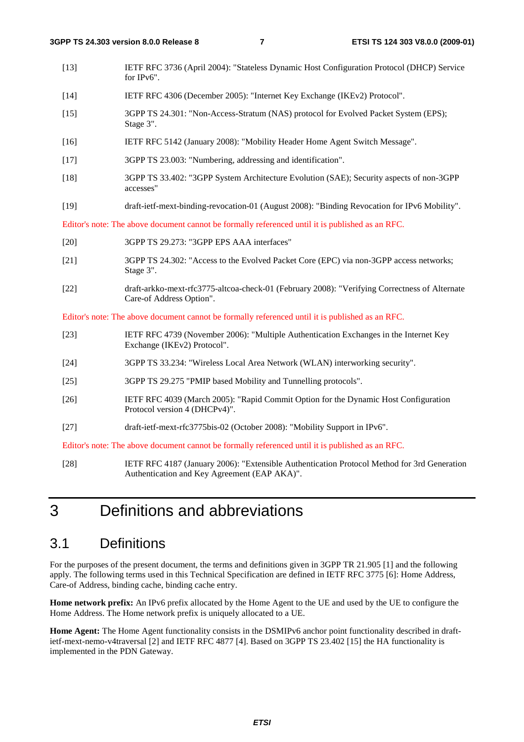[13] IETF RFC 3736 (April 2004): "Stateless Dynamic Host Configuration Protocol (DHCP) Service for IPv6".

[14] IETF RFC 4306 (December 2005): "Internet Key Exchange (IKEv2) Protocol".

[15] 3GPP TS 24.301: "Non-Access-Stratum (NAS) protocol for Evolved Packet System (EPS); Stage 3".

[16] IETF RFC 5142 (January 2008): "Mobility Header Home Agent Switch Message".

[17] 3GPP TS 23.003: "Numbering, addressing and identification".

[18] 3GPP TS 33.402: "3GPP System Architecture Evolution (SAE); Security aspects of non-3GPP accesses"

[19] draft-ietf-mext-binding-revocation-01 (August 2008): "Binding Revocation for IPv6 Mobility".

Editor's note: The above document cannot be formally referenced until it is published as an RFC.

[20] 3GPP TS 29.273: "3GPP EPS AAA interfaces"

[21] 3GPP TS 24.302: "Access to the Evolved Packet Core (EPC) via non-3GPP access networks; Stage 3".

[22] draft-arkko-mext-rfc3775-altcoa-check-01 (February 2008): "Verifying Correctness of Alternate Care-of Address Option".

Editor's note: The above document cannot be formally referenced until it is published as an RFC.

[23] IETF RFC 4739 (November 2006): "Multiple Authentication Exchanges in the Internet Key Exchange (IKEv2) Protocol".

[24] 3GPP TS 33.234: "Wireless Local Area Network (WLAN) interworking security".

[25] 3GPP TS 29.275 "PMIP based Mobility and Tunnelling protocols".

[26] IETF RFC 4039 (March 2005): "Rapid Commit Option for the Dynamic Host Configuration Protocol version 4 (DHCPv4)".

[27] draft-ietf-mext-rfc3775bis-02 (October 2008): "Mobility Support in IPv6".

Editor's note: The above document cannot be formally referenced until it is published as an RFC.

[28] IETF RFC 4187 (January 2006): "Extensible Authentication Protocol Method for 3rd Generation Authentication and Key Agreement (EAP AKA)".

# 3 Definitions and abbreviations

## 3.1 Definitions

For the purposes of the present document, the terms and definitions given in 3GPP TR 21.905 [1] and the following apply. The following terms used in this Technical Specification are defined in IETF RFC 3775 [6]: Home Address, Care-of Address, binding cache, binding cache entry.

**Home network prefix:** An IPv6 prefix allocated by the Home Agent to the UE and used by the UE to configure the Home Address. The Home network prefix is uniquely allocated to a UE.

**Home Agent:** The Home Agent functionality consists in the DSMIPv6 anchor point functionality described in draft-ietf-mext-nemo-v4traversal [2] and IETF RFC 4877 [4]. Based on 3GPP TS 23.402 [15] the HA functionality is implemented in the PDN Gateway.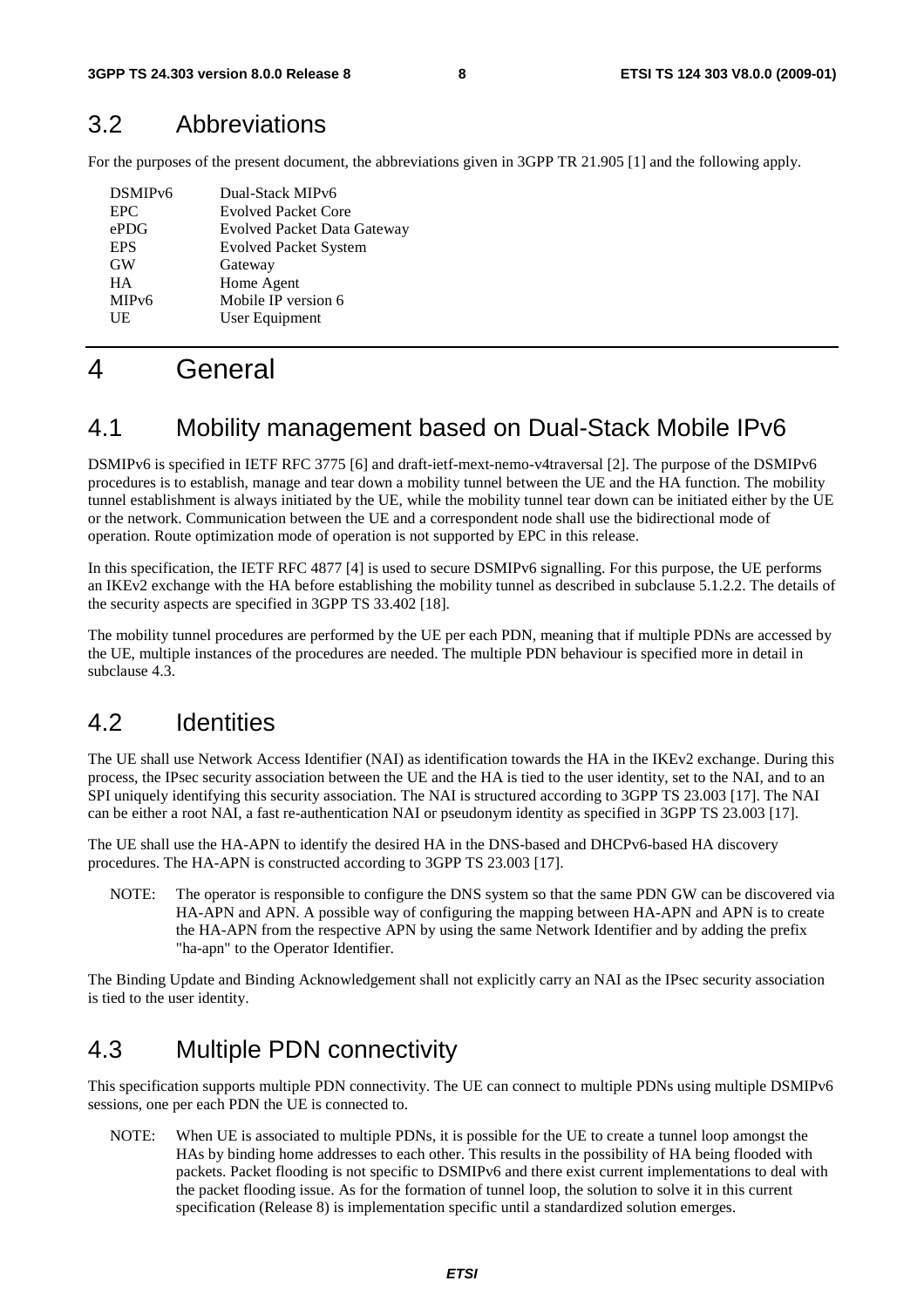## 3.2 Abbreviations

For the purposes of the present document, the abbreviations given in 3GPP TR 21.905 [1] and the following apply.

| | |
|---|---|
| DSMIPv6 | Dual-Stack MIPv6 |
| EPC | Evolved Packet Core |
| ePDG | Evolved Packet Data Gateway |
| EPS | Evolved Packet System |
| GW | Gateway |
| HA | Home Agent |
| MIPv6 | Mobile IP version 6 |
| UE | User Equipment |

# 4 General

## 4.1 Mobility management based on Dual-Stack Mobile IPv6

DSMIPv6 is specified in IETF RFC 3775 [6] and draft-ietf-mext-nemo-v4traversal [2]. The purpose of the DSMIPv6 procedures is to establish, manage and tear down a mobility tunnel between the UE and the HA function. The mobility tunnel establishment is always initiated by the UE, while the mobility tunnel tear down can be initiated either by the UE or the network. Communication between the UE and a correspondent node shall use the bidirectional mode of operation. Route optimization mode of operation is not supported by EPC in this release.

In this specification, the IETF RFC 4877 [4] is used to secure DSMIPv6 signalling. For this purpose, the UE performs an IKEv2 exchange with the HA before establishing the mobility tunnel as described in subclause 5.1.2.2. The details of the security aspects are specified in 3GPP TS 33.402 [18].

The mobility tunnel procedures are performed by the UE per each PDN, meaning that if multiple PDNs are accessed by the UE, multiple instances of the procedures are needed. The multiple PDN behaviour is specified more in detail in subclause 4.3.

## 4.2 Identities

The UE shall use Network Access Identifier (NAI) as identification towards the HA in the IKEv2 exchange. During this process, the IPsec security association between the UE and the HA is tied to the user identity, set to the NAI, and to an SPI uniquely identifying this security association. The NAI is structured according to 3GPP TS 23.003 [17]. The NAI can be either a root NAI, a fast re-authentication NAI or pseudonym identity as specified in 3GPP TS 23.003 [17].

The UE shall use the HA-APN to identify the desired HA in the DNS-based and DHCPv6-based HA discovery procedures. The HA-APN is constructed according to 3GPP TS 23.003 [17].

NOTE: The operator is responsible to configure the DNS system so that the same PDN GW can be discovered via HA-APN and APN. A possible way of configuring the mapping between HA-APN and APN is to create the HA-APN from the respective APN by using the same Network Identifier and by adding the prefix "ha-apn" to the Operator Identifier.

The Binding Update and Binding Acknowledgement shall not explicitly carry an NAI as the IPsec security association is tied to the user identity.

## 4.3 Multiple PDN connectivity

This specification supports multiple PDN connectivity. The UE can connect to multiple PDNs using multiple DSMIPv6 sessions, one per each PDN the UE is connected to.

NOTE: When UE is associated to multiple PDNs, it is possible for the UE to create a tunnel loop amongst the HAs by binding home addresses to each other. This results in the possibility of HA being flooded with packets. Packet flooding is not specific to DSMIPv6 and there exist current implementations to deal with the packet flooding issue. As for the formation of tunnel loop, the solution to solve it in this current specification (Release 8) is implementation specific until a standardized solution emerges.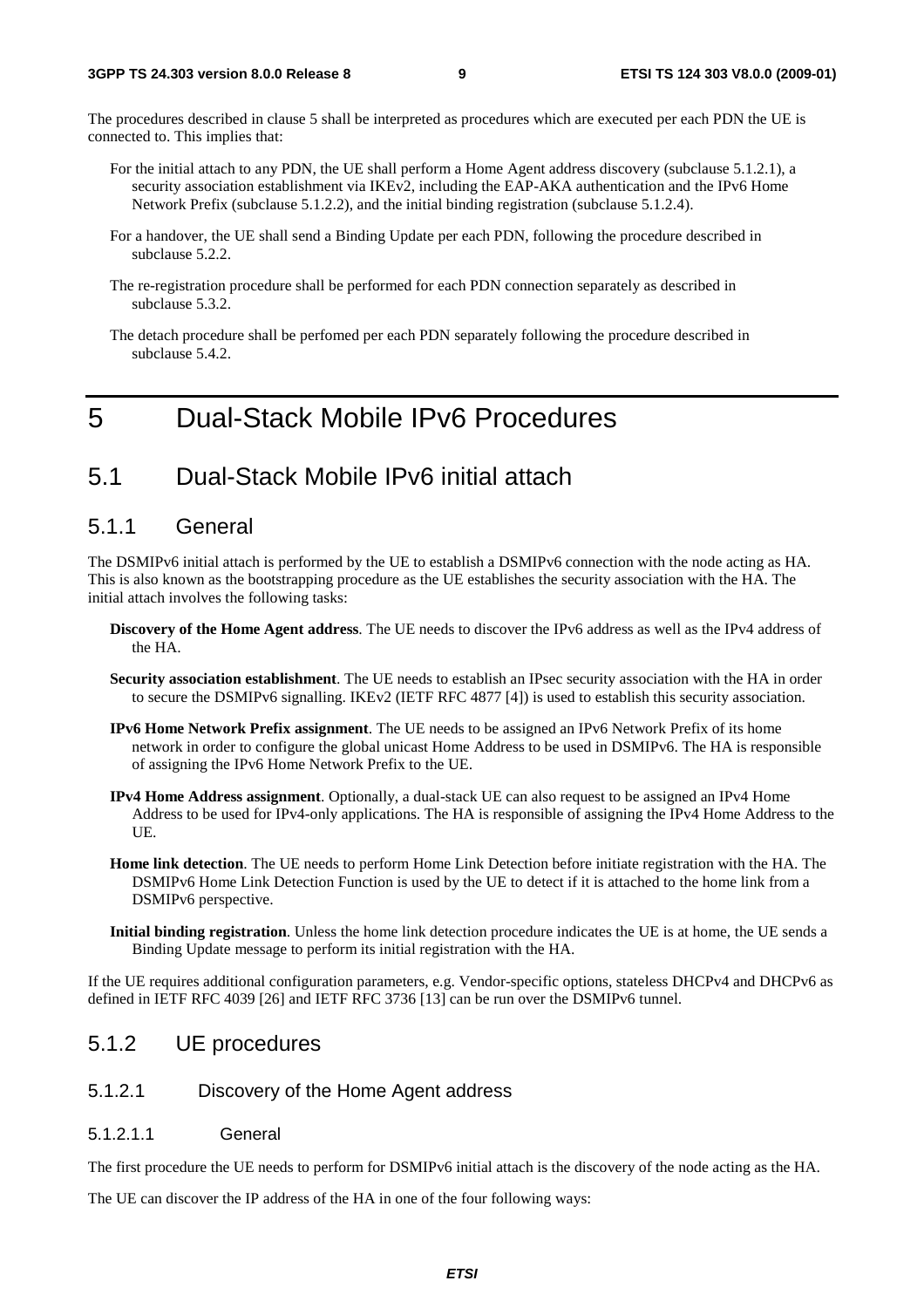The procedures described in clause 5 shall be interpreted as procedures which are executed per each PDN the UE is connected to. This implies that:

For the initial attach to any PDN, the UE shall perform a Home Agent address discovery (subclause 5.1.2.1), a security association establishment via IKEv2, including the EAP-AKA authentication and the IPv6 Home Network Prefix (subclause 5.1.2.2), and the initial binding registration (subclause 5.1.2.4).

For a handover, the UE shall send a Binding Update per each PDN, following the procedure described in subclause 5.2.2.

The re-registration procedure shall be performed for each PDN connection separately as described in subclause 5.3.2.

The detach procedure shall be perfomed per each PDN separately following the procedure described in subclause 5.4.2.

# 5 Dual-Stack Mobile IPv6 Procedures

## 5.1 Dual-Stack Mobile IPv6 initial attach

### 5.1.1 General

The DSMIPv6 initial attach is performed by the UE to establish a DSMIPv6 connection with the node acting as HA. This is also known as the bootstrapping procedure as the UE establishes the security association with the HA. The initial attach involves the following tasks:

**Discovery of the Home Agent address**. The UE needs to discover the IPv6 address as well as the IPv4 address of the HA.

**Security association establishment**. The UE needs to establish an IPsec security association with the HA in order to secure the DSMIPv6 signalling. IKEv2 (IETF RFC 4877 [4]) is used to establish this security association.

**IPv6 Home Network Prefix assignment**. The UE needs to be assigned an IPv6 Network Prefix of its home network in order to configure the global unicast Home Address to be used in DSMIPv6. The HA is responsible of assigning the IPv6 Home Network Prefix to the UE.

**IPv4 Home Address assignment**. Optionally, a dual-stack UE can also request to be assigned an IPv4 Home Address to be used for IPv4-only applications. The HA is responsible of assigning the IPv4 Home Address to the UE.

**Home link detection**. The UE needs to perform Home Link Detection before initiate registration with the HA. The DSMIPv6 Home Link Detection Function is used by the UE to detect if it is attached to the home link from a DSMIPv6 perspective.

**Initial binding registration**. Unless the home link detection procedure indicates the UE is at home, the UE sends a Binding Update message to perform its initial registration with the HA.

If the UE requires additional configuration parameters, e.g. Vendor-specific options, stateless DHCPv4 and DHCPv6 as defined in IETF RFC 4039 [26] and IETF RFC 3736 [13] can be run over the DSMIPv6 tunnel.

### 5.1.2 UE procedures

#### 5.1.2.1 Discovery of the Home Agent address

##### 5.1.2.1.1 General

The first procedure the UE needs to perform for DSMIPv6 initial attach is the discovery of the node acting as the HA.

The UE can discover the IP address of the HA in one of the four following ways: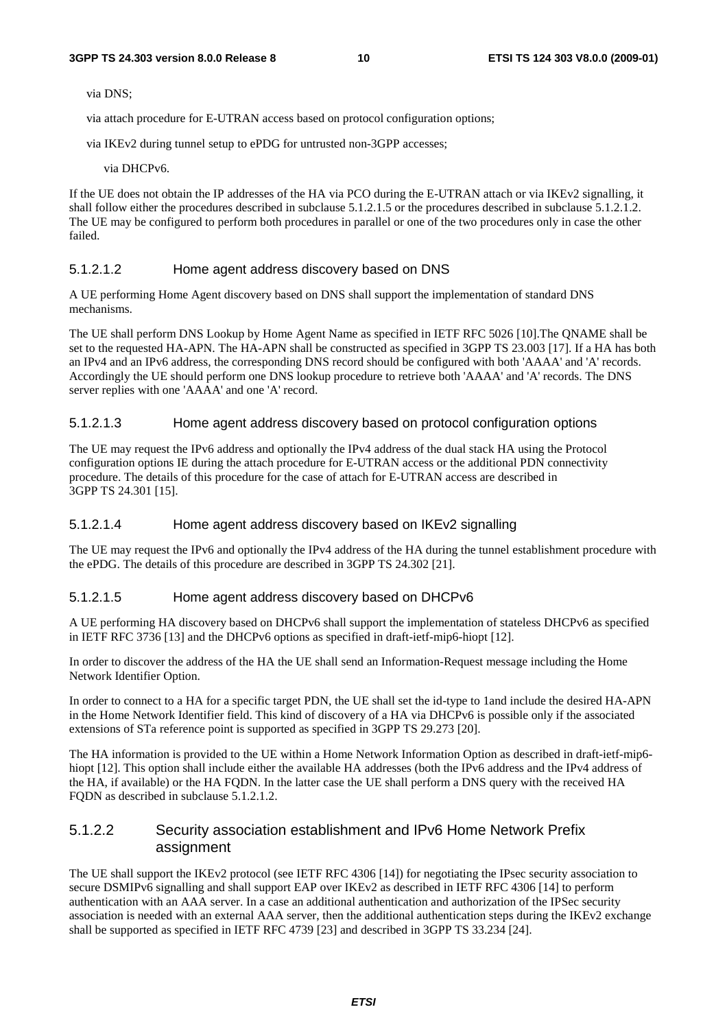via DNS;

via attach procedure for E-UTRAN access based on protocol configuration options;

via IKEv2 during tunnel setup to ePDG for untrusted non-3GPP accesses;

via DHCPv6.

If the UE does not obtain the IP addresses of the HA via PCO during the E-UTRAN attach or via IKEv2 signalling, it shall follow either the procedures described in subclause 5.1.2.1.5 or the procedures described in subclause 5.1.2.1.2. The UE may be configured to perform both procedures in parallel or one of the two procedures only in case the other failed.

##### 5.1.2.1.2 Home agent address discovery based on DNS

A UE performing Home Agent discovery based on DNS shall support the implementation of standard DNS mechanisms.

The UE shall perform DNS Lookup by Home Agent Name as specified in IETF RFC 5026 [10].The QNAME shall be set to the requested HA-APN. The HA-APN shall be constructed as specified in 3GPP TS 23.003 [17]. If a HA has both an IPv4 and an IPv6 address, the corresponding DNS record should be configured with both 'AAAA' and 'A' records. Accordingly the UE should perform one DNS lookup procedure to retrieve both 'AAAA' and 'A' records. The DNS server replies with one 'AAAA' and one 'A' record.

##### 5.1.2.1.3 Home agent address discovery based on protocol configuration options

The UE may request the IPv6 address and optionally the IPv4 address of the dual stack HA using the Protocol configuration options IE during the attach procedure for E-UTRAN access or the additional PDN connectivity procedure. The details of this procedure for the case of attach for E-UTRAN access are described in 3GPP TS 24.301 [15].

##### 5.1.2.1.4 Home agent address discovery based on IKEv2 signalling

The UE may request the IPv6 and optionally the IPv4 address of the HA during the tunnel establishment procedure with the ePDG. The details of this procedure are described in 3GPP TS 24.302 [21].

##### 5.1.2.1.5 Home agent address discovery based on DHCPv6

A UE performing HA discovery based on DHCPv6 shall support the implementation of stateless DHCPv6 as specified in IETF RFC 3736 [13] and the DHCPv6 options as specified in draft-ietf-mip6-hiopt [12].

In order to discover the address of the HA the UE shall send an Information-Request message including the Home Network Identifier Option.

In order to connect to a HA for a specific target PDN, the UE shall set the id-type to 1and include the desired HA-APN in the Home Network Identifier field. This kind of discovery of a HA via DHCPv6 is possible only if the associated extensions of STa reference point is supported as specified in 3GPP TS 29.273 [20].

The HA information is provided to the UE within a Home Network Information Option as described in draft-ietf-mip6-hiopt [12]. This option shall include either the available HA addresses (both the IPv6 address and the IPv4 address of the HA, if available) or the HA FQDN. In the latter case the UE shall perform a DNS query with the received HA FQDN as described in subclause 5.1.2.1.2.

#### 5.1.2.2 Security association establishment and IPv6 Home Network Prefix assignment

The UE shall support the IKEv2 protocol (see IETF RFC 4306 [14]) for negotiating the IPsec security association to secure DSMIPv6 signalling and shall support EAP over IKEv2 as described in IETF RFC 4306 [14] to perform authentication with an AAA server. In a case an additional authentication and authorization of the IPSec security association is needed with an external AAA server, then the additional authentication steps during the IKEv2 exchange shall be supported as specified in IETF RFC 4739 [23] and described in 3GPP TS 33.234 [24].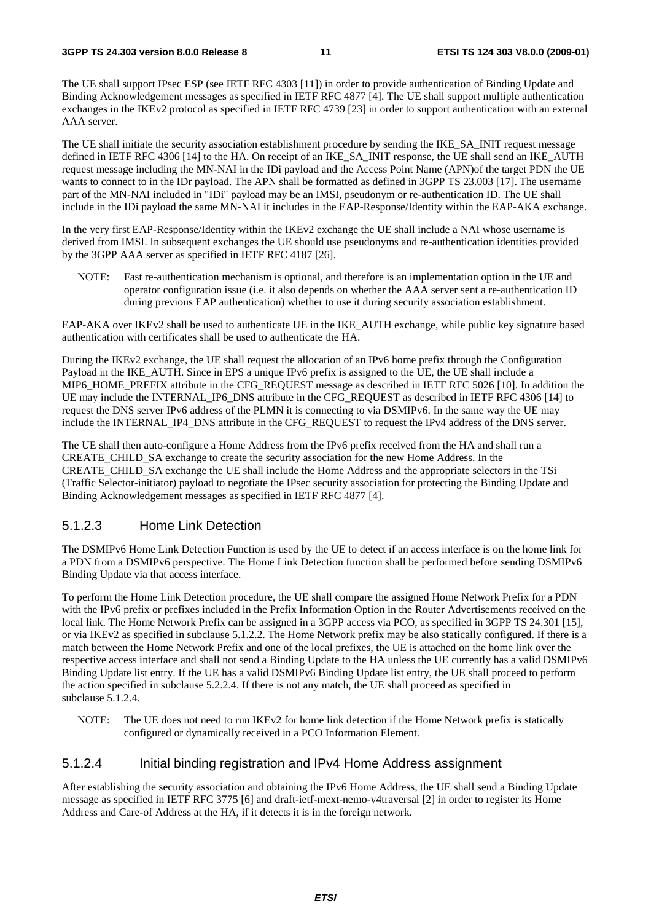The UE shall support IPsec ESP (see IETF RFC 4303 [11]) in order to provide authentication of Binding Update and Binding Acknowledgement messages as specified in IETF RFC 4877 [4]. The UE shall support multiple authentication exchanges in the IKEv2 protocol as specified in IETF RFC 4739 [23] in order to support authentication with an external AAA server.

The UE shall initiate the security association establishment procedure by sending the IKE_SA_INIT request message defined in IETF RFC 4306 [14] to the HA. On receipt of an IKE_SA_INIT response, the UE shall send an IKE_AUTH request message including the MN-NAI in the IDi payload and the Access Point Name (APN)of the target PDN the UE wants to connect to in the IDr payload. The APN shall be formatted as defined in 3GPP TS 23.003 [17]. The username part of the MN-NAI included in "IDi" payload may be an IMSI, pseudonym or re-authentication ID. The UE shall include in the IDi payload the same MN-NAI it includes in the EAP-Response/Identity within the EAP-AKA exchange.

In the very first EAP-Response/Identity within the IKEv2 exchange the UE shall include a NAI whose username is derived from IMSI. In subsequent exchanges the UE should use pseudonyms and re-authentication identities provided by the 3GPP AAA server as specified in IETF RFC 4187 [26].

NOTE: Fast re-authentication mechanism is optional, and therefore is an implementation option in the UE and operator configuration issue (i.e. it also depends on whether the AAA server sent a re-authentication ID during previous EAP authentication) whether to use it during security association establishment.

EAP-AKA over IKEv2 shall be used to authenticate UE in the IKE_AUTH exchange, while public key signature based authentication with certificates shall be used to authenticate the HA.

During the IKEv2 exchange, the UE shall request the allocation of an IPv6 home prefix through the Configuration Payload in the IKE_AUTH. Since in EPS a unique IPv6 prefix is assigned to the UE, the UE shall include a MIP6_HOME_PREFIX attribute in the CFG_REQUEST message as described in IETF RFC 5026 [10]. In addition the UE may include the INTERNAL_IP6_DNS attribute in the CFG_REQUEST as described in IETF RFC 4306 [14] to request the DNS server IPv6 address of the PLMN it is connecting to via DSMIPv6. In the same way the UE may include the INTERNAL_IP4_DNS attribute in the CFG_REQUEST to request the IPv4 address of the DNS server.

The UE shall then auto-configure a Home Address from the IPv6 prefix received from the HA and shall run a CREATE_CHILD_SA exchange to create the security association for the new Home Address. In the CREATE_CHILD_SA exchange the UE shall include the Home Address and the appropriate selectors in the TSi (Traffic Selector-initiator) payload to negotiate the IPsec security association for protecting the Binding Update and Binding Acknowledgement messages as specified in IETF RFC 4877 [4].

### 5.1.2.3 Home Link Detection

The DSMIPv6 Home Link Detection Function is used by the UE to detect if an access interface is on the home link for a PDN from a DSMIPv6 perspective. The Home Link Detection function shall be performed before sending DSMIPv6 Binding Update via that access interface.

To perform the Home Link Detection procedure, the UE shall compare the assigned Home Network Prefix for a PDN with the IPv6 prefix or prefixes included in the Prefix Information Option in the Router Advertisements received on the local link. The Home Network Prefix can be assigned in a 3GPP access via PCO, as specified in 3GPP TS 24.301 [15], or via IKEv2 as specified in subclause 5.1.2.2. The Home Network prefix may be also statically configured. If there is a match between the Home Network Prefix and one of the local prefixes, the UE is attached on the home link over the respective access interface and shall not send a Binding Update to the HA unless the UE currently has a valid DSMIPv6 Binding Update list entry. If the UE has a valid DSMIPv6 Binding Update list entry, the UE shall proceed to perform the action specified in subclause 5.2.2.4. If there is not any match, the UE shall proceed as specified in subclause 5.1.2.4.

NOTE: The UE does not need to run IKEv2 for home link detection if the Home Network prefix is statically configured or dynamically received in a PCO Information Element.

### 5.1.2.4 Initial binding registration and IPv4 Home Address assignment

After establishing the security association and obtaining the IPv6 Home Address, the UE shall send a Binding Update message as specified in IETF RFC 3775 [6] and draft-ietf-mext-nemo-v4traversal [2] in order to register its Home Address and Care-of Address at the HA, if it detects it is in the foreign network.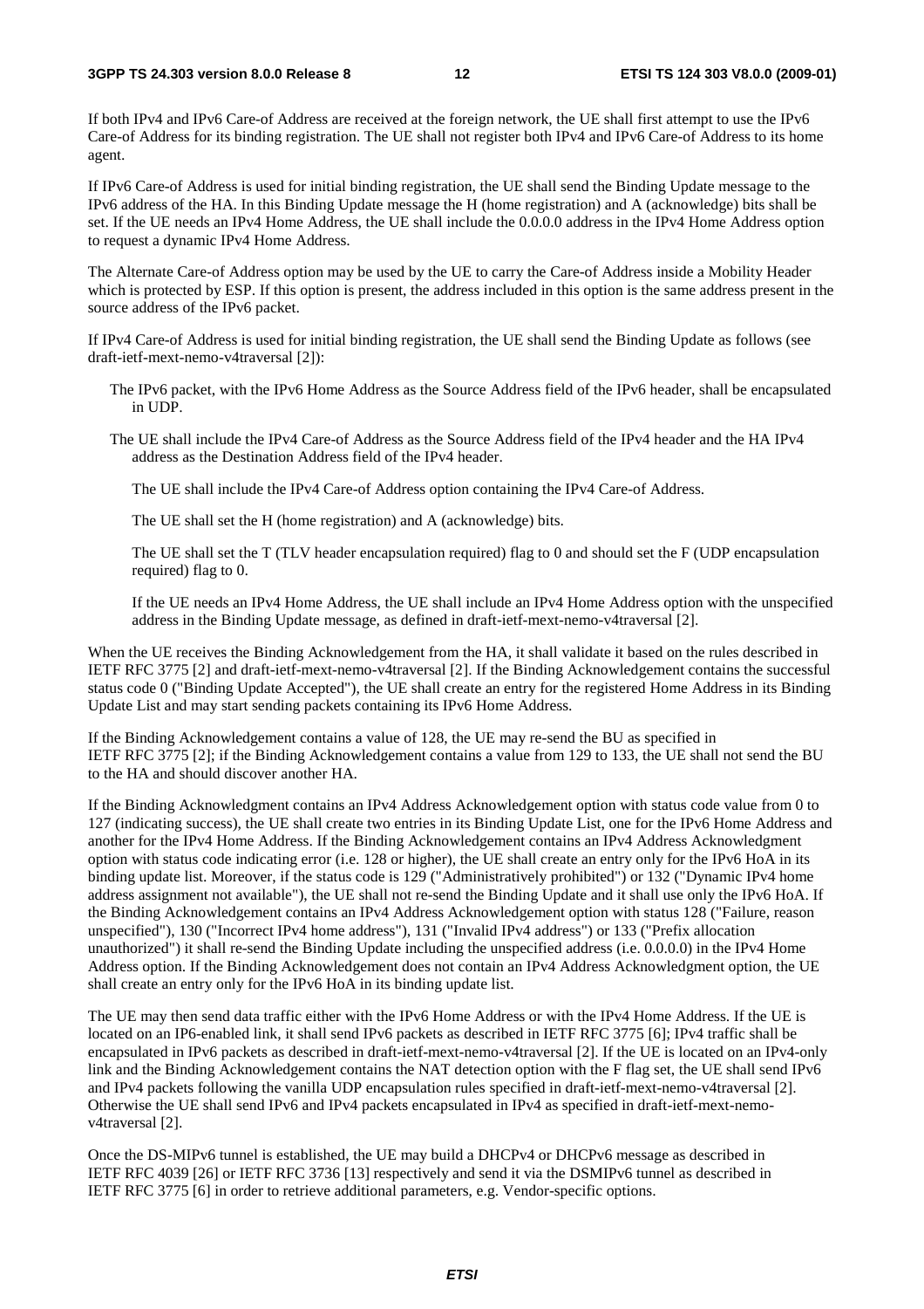If both IPv4 and IPv6 Care-of Address are received at the foreign network, the UE shall first attempt to use the IPv6 Care-of Address for its binding registration. The UE shall not register both IPv4 and IPv6 Care-of Address to its home agent.

If IPv6 Care-of Address is used for initial binding registration, the UE shall send the Binding Update message to the IPv6 address of the HA. In this Binding Update message the H (home registration) and A (acknowledge) bits shall be set. If the UE needs an IPv4 Home Address, the UE shall include the 0.0.0.0 address in the IPv4 Home Address option to request a dynamic IPv4 Home Address.

The Alternate Care-of Address option may be used by the UE to carry the Care-of Address inside a Mobility Header which is protected by ESP. If this option is present, the address included in this option is the same address present in the source address of the IPv6 packet.

If IPv4 Care-of Address is used for initial binding registration, the UE shall send the Binding Update as follows (see draft-ietf-mext-nemo-v4traversal [2]):

The IPv6 packet, with the IPv6 Home Address as the Source Address field of the IPv6 header, shall be encapsulated in UDP.

The UE shall include the IPv4 Care-of Address as the Source Address field of the IPv4 header and the HA IPv4 address as the Destination Address field of the IPv4 header.

The UE shall include the IPv4 Care-of Address option containing the IPv4 Care-of Address.

The UE shall set the H (home registration) and A (acknowledge) bits.

The UE shall set the T (TLV header encapsulation required) flag to 0 and should set the F (UDP encapsulation required) flag to 0.

If the UE needs an IPv4 Home Address, the UE shall include an IPv4 Home Address option with the unspecified address in the Binding Update message, as defined in draft-ietf-mext-nemo-v4traversal [2].

When the UE receives the Binding Acknowledgement from the HA, it shall validate it based on the rules described in IETF RFC 3775 [2] and draft-ietf-mext-nemo-v4traversal [2]. If the Binding Acknowledgement contains the successful status code 0 ("Binding Update Accepted"), the UE shall create an entry for the registered Home Address in its Binding Update List and may start sending packets containing its IPv6 Home Address.

If the Binding Acknowledgement contains a value of 128, the UE may re-send the BU as specified in IETF RFC 3775 [2]; if the Binding Acknowledgement contains a value from 129 to 133, the UE shall not send the BU to the HA and should discover another HA.

If the Binding Acknowledgment contains an IPv4 Address Acknowledgement option with status code value from 0 to 127 (indicating success), the UE shall create two entries in its Binding Update List, one for the IPv6 Home Address and another for the IPv4 Home Address. If the Binding Acknowledgement contains an IPv4 Address Acknowledgment option with status code indicating error (i.e. 128 or higher), the UE shall create an entry only for the IPv6 HoA in its binding update list. Moreover, if the status code is 129 ("Administratively prohibited") or 132 ("Dynamic IPv4 home address assignment not available"), the UE shall not re-send the Binding Update and it shall use only the IPv6 HoA. If the Binding Acknowledgement contains an IPv4 Address Acknowledgement option with status 128 ("Failure, reason unspecified"), 130 ("Incorrect IPv4 home address"), 131 ("Invalid IPv4 address") or 133 ("Prefix allocation unauthorized") it shall re-send the Binding Update including the unspecified address (i.e. 0.0.0.0) in the IPv4 Home Address option. If the Binding Acknowledgement does not contain an IPv4 Address Acknowledgment option, the UE shall create an entry only for the IPv6 HoA in its binding update list.

The UE may then send data traffic either with the IPv6 Home Address or with the IPv4 Home Address. If the UE is located on an IP6-enabled link, it shall send IPv6 packets as described in IETF RFC 3775 [6]; IPv4 traffic shall be encapsulated in IPv6 packets as described in draft-ietf-mext-nemo-v4traversal [2]. If the UE is located on an IPv4-only link and the Binding Acknowledgement contains the NAT detection option with the F flag set, the UE shall send IPv6 and IPv4 packets following the vanilla UDP encapsulation rules specified in draft-ietf-mext-nemo-v4traversal [2]. Otherwise the UE shall send IPv6 and IPv4 packets encapsulated in IPv4 as specified in draft-ietf-mext-nemo-v4traversal [2].

Once the DS-MIPv6 tunnel is established, the UE may build a DHCPv4 or DHCPv6 message as described in IETF RFC 4039 [26] or IETF RFC 3736 [13] respectively and send it via the DSMIPv6 tunnel as described in IETF RFC 3775 [6] in order to retrieve additional parameters, e.g. Vendor-specific options.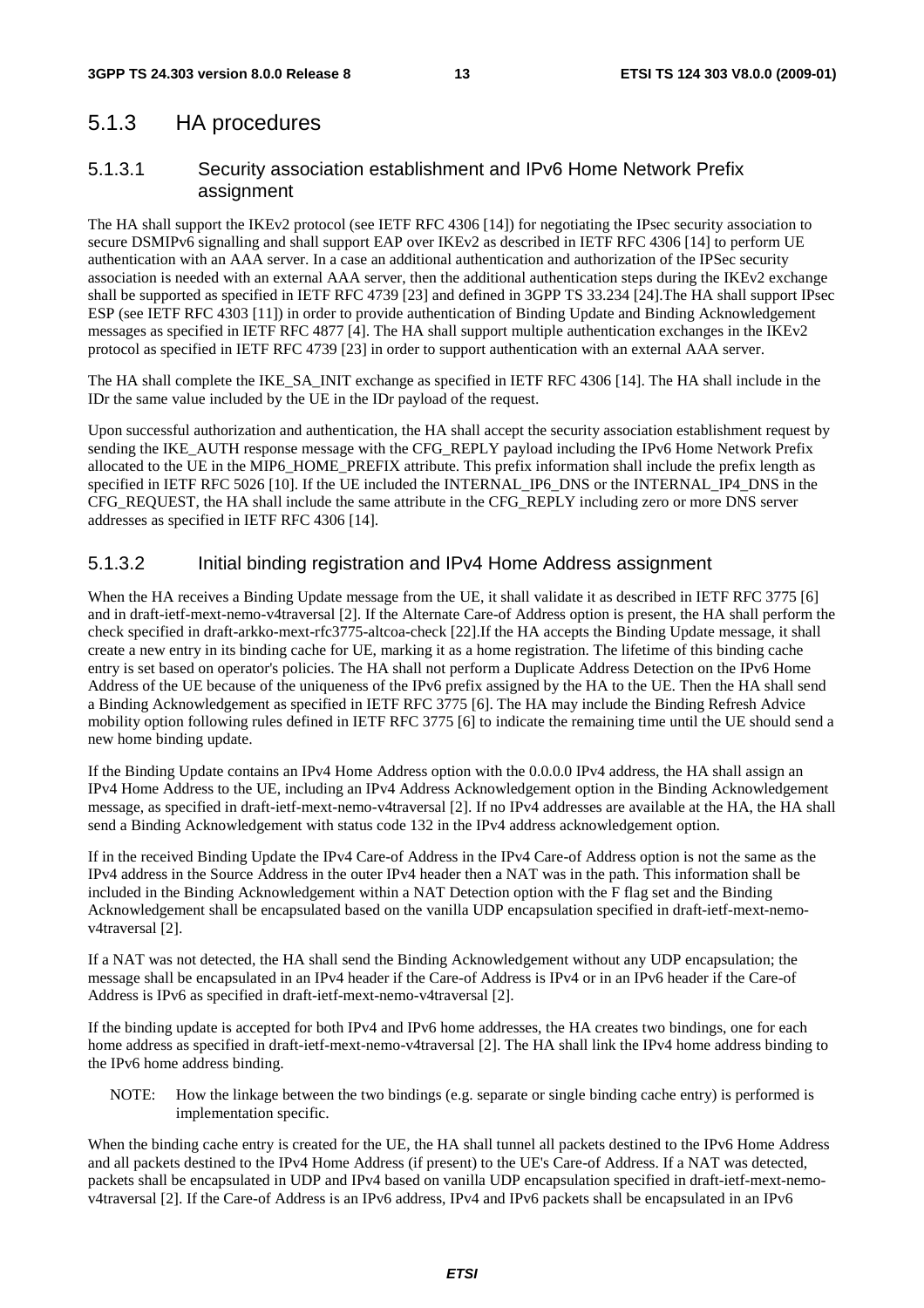## 5.1.3 HA procedures

### 5.1.3.1 Security association establishment and IPv6 Home Network Prefix assignment

The HA shall support the IKEv2 protocol (see IETF RFC 4306 [14]) for negotiating the IPsec security association to secure DSMIPv6 signalling and shall support EAP over IKEv2 as described in IETF RFC 4306 [14] to perform UE authentication with an AAA server. In a case an additional authentication and authorization of the IPSec security association is needed with an external AAA server, then the additional authentication steps during the IKEv2 exchange shall be supported as specified in IETF RFC 4739 [23] and defined in 3GPP TS 33.234 [24].The HA shall support IPsec ESP (see IETF RFC 4303 [11]) in order to provide authentication of Binding Update and Binding Acknowledgement messages as specified in IETF RFC 4877 [4]. The HA shall support multiple authentication exchanges in the IKEv2 protocol as specified in IETF RFC 4739 [23] in order to support authentication with an external AAA server.

The HA shall complete the IKE_SA_INIT exchange as specified in IETF RFC 4306 [14]. The HA shall include in the IDr the same value included by the UE in the IDr payload of the request.

Upon successful authorization and authentication, the HA shall accept the security association establishment request by sending the IKE_AUTH response message with the CFG_REPLY payload including the IPv6 Home Network Prefix allocated to the UE in the MIP6_HOME_PREFIX attribute. This prefix information shall include the prefix length as specified in IETF RFC 5026 [10]. If the UE included the INTERNAL_IP6_DNS or the INTERNAL_IP4_DNS in the CFG_REQUEST, the HA shall include the same attribute in the CFG_REPLY including zero or more DNS server addresses as specified in IETF RFC 4306 [14].

### 5.1.3.2 Initial binding registration and IPv4 Home Address assignment

When the HA receives a Binding Update message from the UE, it shall validate it as described in IETF RFC 3775 [6] and in draft-ietf-mext-nemo-v4traversal [2]. If the Alternate Care-of Address option is present, the HA shall perform the check specified in draft-arkko-mext-rfc3775-altcoa-check [22].If the HA accepts the Binding Update message, it shall create a new entry in its binding cache for UE, marking it as a home registration. The lifetime of this binding cache entry is set based on operator's policies. The HA shall not perform a Duplicate Address Detection on the IPv6 Home Address of the UE because of the uniqueness of the IPv6 prefix assigned by the HA to the UE. Then the HA shall send a Binding Acknowledgement as specified in IETF RFC 3775 [6]. The HA may include the Binding Refresh Advice mobility option following rules defined in IETF RFC 3775 [6] to indicate the remaining time until the UE should send a new home binding update.

If the Binding Update contains an IPv4 Home Address option with the 0.0.0.0 IPv4 address, the HA shall assign an IPv4 Home Address to the UE, including an IPv4 Address Acknowledgement option in the Binding Acknowledgement message, as specified in draft-ietf-mext-nemo-v4traversal [2]. If no IPv4 addresses are available at the HA, the HA shall send a Binding Acknowledgement with status code 132 in the IPv4 address acknowledgement option.

If in the received Binding Update the IPv4 Care-of Address in the IPv4 Care-of Address option is not the same as the IPv4 address in the Source Address in the outer IPv4 header then a NAT was in the path. This information shall be included in the Binding Acknowledgement within a NAT Detection option with the F flag set and the Binding Acknowledgement shall be encapsulated based on the vanilla UDP encapsulation specified in draft-ietf-mext-nemo-v4traversal [2].

If a NAT was not detected, the HA shall send the Binding Acknowledgement without any UDP encapsulation; the message shall be encapsulated in an IPv4 header if the Care-of Address is IPv4 or in an IPv6 header if the Care-of Address is IPv6 as specified in draft-ietf-mext-nemo-v4traversal [2].

If the binding update is accepted for both IPv4 and IPv6 home addresses, the HA creates two bindings, one for each home address as specified in draft-ietf-mext-nemo-v4traversal [2]. The HA shall link the IPv4 home address binding to the IPv6 home address binding.

NOTE: How the linkage between the two bindings (e.g. separate or single binding cache entry) is performed is implementation specific.

When the binding cache entry is created for the UE, the HA shall tunnel all packets destined to the IPv6 Home Address and all packets destined to the IPv4 Home Address (if present) to the UE's Care-of Address. If a NAT was detected, packets shall be encapsulated in UDP and IPv4 based on vanilla UDP encapsulation specified in draft-ietf-mext-nemo-v4traversal [2]. If the Care-of Address is an IPv6 address, IPv4 and IPv6 packets shall be encapsulated in an IPv6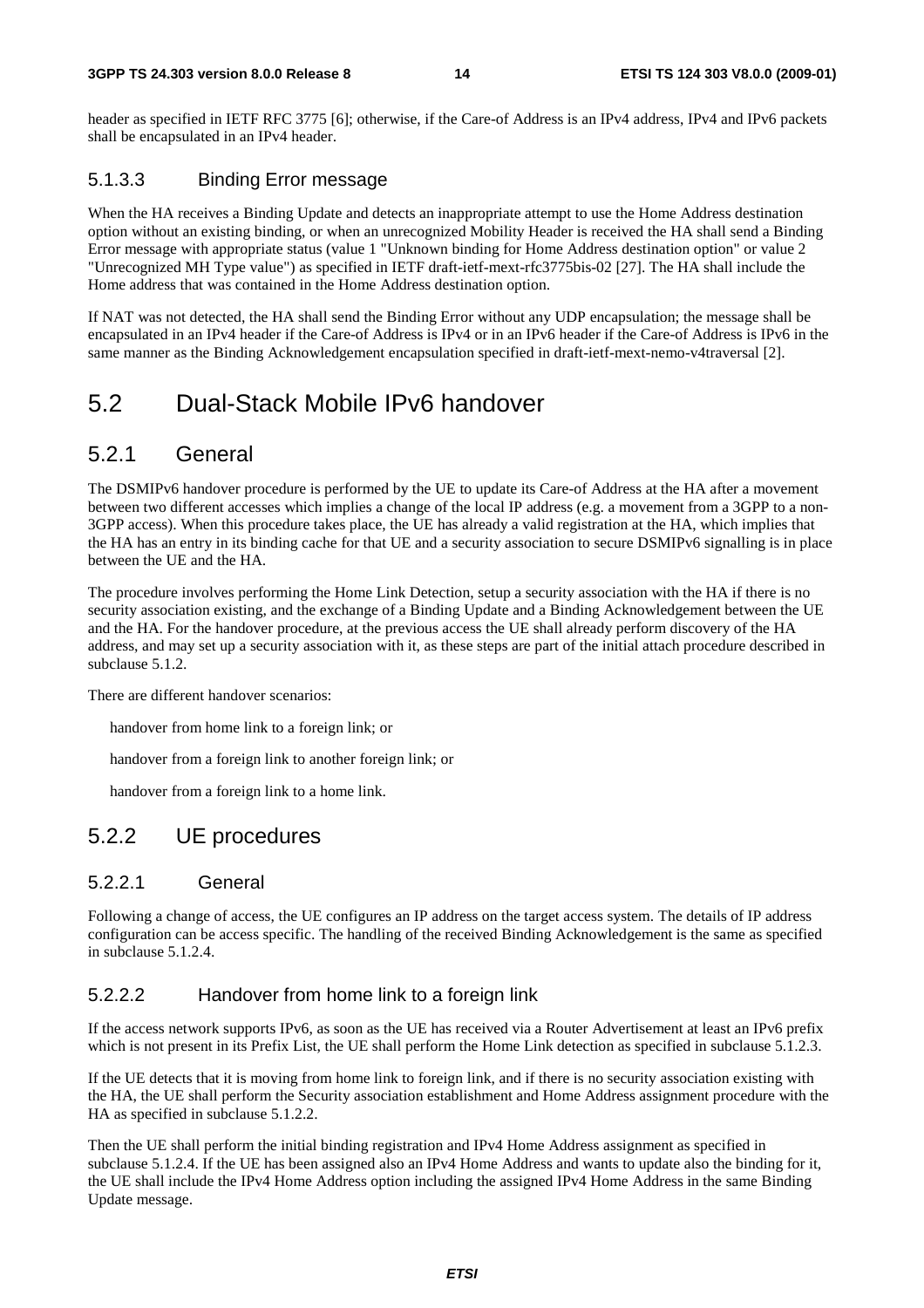header as specified in IETF RFC 3775 [6]; otherwise, if the Care-of Address is an IPv4 address, IPv4 and IPv6 packets shall be encapsulated in an IPv4 header.

#### 5.1.3.3 Binding Error message

When the HA receives a Binding Update and detects an inappropriate attempt to use the Home Address destination option without an existing binding, or when an unrecognized Mobility Header is received the HA shall send a Binding Error message with appropriate status (value 1 "Unknown binding for Home Address destination option" or value 2 "Unrecognized MH Type value") as specified in IETF draft-ietf-mext-rfc3775bis-02 [27]. The HA shall include the Home address that was contained in the Home Address destination option.

If NAT was not detected, the HA shall send the Binding Error without any UDP encapsulation; the message shall be encapsulated in an IPv4 header if the Care-of Address is IPv4 or in an IPv6 header if the Care-of Address is IPv6 in the same manner as the Binding Acknowledgement encapsulation specified in draft-ietf-mext-nemo-v4traversal [2].

## 5.2 Dual-Stack Mobile IPv6 handover

### 5.2.1 General

The DSMIPv6 handover procedure is performed by the UE to update its Care-of Address at the HA after a movement between two different accesses which implies a change of the local IP address (e.g. a movement from a 3GPP to a non-3GPP access). When this procedure takes place, the UE has already a valid registration at the HA, which implies that the HA has an entry in its binding cache for that UE and a security association to secure DSMIPv6 signalling is in place between the UE and the HA.

The procedure involves performing the Home Link Detection, setup a security association with the HA if there is no security association existing, and the exchange of a Binding Update and a Binding Acknowledgement between the UE and the HA. For the handover procedure, at the previous access the UE shall already perform discovery of the HA address, and may set up a security association with it, as these steps are part of the initial attach procedure described in subclause 5.1.2.

There are different handover scenarios:

handover from home link to a foreign link; or

handover from a foreign link to another foreign link; or

handover from a foreign link to a home link.

### 5.2.2 UE procedures

#### 5.2.2.1 General

Following a change of access, the UE configures an IP address on the target access system. The details of IP address configuration can be access specific. The handling of the received Binding Acknowledgement is the same as specified in subclause 5.1.2.4.

#### 5.2.2.2 Handover from home link to a foreign link

If the access network supports IPv6, as soon as the UE has received via a Router Advertisement at least an IPv6 prefix which is not present in its Prefix List, the UE shall perform the Home Link detection as specified in subclause 5.1.2.3.

If the UE detects that it is moving from home link to foreign link, and if there is no security association existing with the HA, the UE shall perform the Security association establishment and Home Address assignment procedure with the HA as specified in subclause 5.1.2.2.

Then the UE shall perform the initial binding registration and IPv4 Home Address assignment as specified in subclause 5.1.2.4. If the UE has been assigned also an IPv4 Home Address and wants to update also the binding for it, the UE shall include the IPv4 Home Address option including the assigned IPv4 Home Address in the same Binding Update message.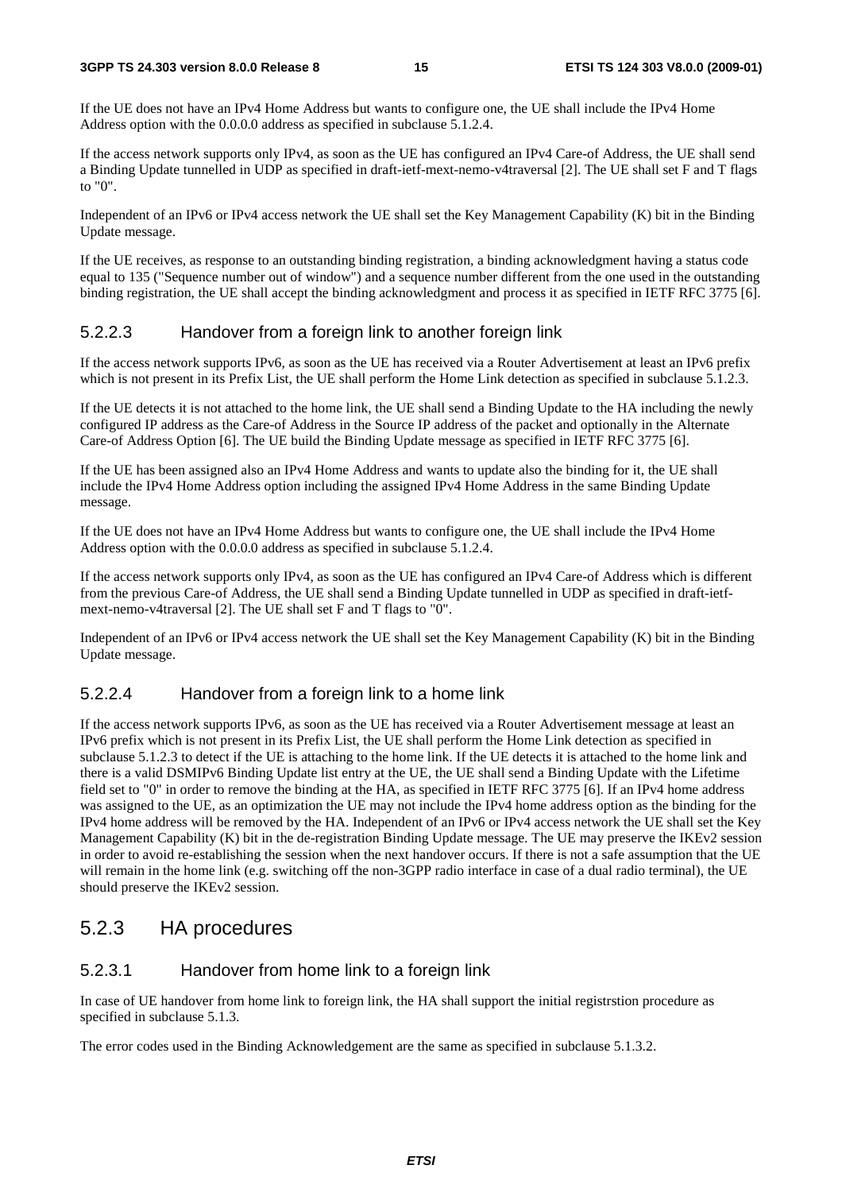If the UE does not have an IPv4 Home Address but wants to configure one, the UE shall include the IPv4 Home Address option with the 0.0.0.0 address as specified in subclause 5.1.2.4.

If the access network supports only IPv4, as soon as the UE has configured an IPv4 Care-of Address, the UE shall send a Binding Update tunnelled in UDP as specified in draft-ietf-mext-nemo-v4traversal [2]. The UE shall set F and T flags to "0".

Independent of an IPv6 or IPv4 access network the UE shall set the Key Management Capability (K) bit in the Binding Update message.

If the UE receives, as response to an outstanding binding registration, a binding acknowledgment having a status code equal to 135 ("Sequence number out of window") and a sequence number different from the one used in the outstanding binding registration, the UE shall accept the binding acknowledgment and process it as specified in IETF RFC 3775 [6].

#### 5.2.2.3 Handover from a foreign link to another foreign link

If the access network supports IPv6, as soon as the UE has received via a Router Advertisement at least an IPv6 prefix which is not present in its Prefix List, the UE shall perform the Home Link detection as specified in subclause 5.1.2.3.

If the UE detects it is not attached to the home link, the UE shall send a Binding Update to the HA including the newly configured IP address as the Care-of Address in the Source IP address of the packet and optionally in the Alternate Care-of Address Option [6]. The UE build the Binding Update message as specified in IETF RFC 3775 [6].

If the UE has been assigned also an IPv4 Home Address and wants to update also the binding for it, the UE shall include the IPv4 Home Address option including the assigned IPv4 Home Address in the same Binding Update message.

If the UE does not have an IPv4 Home Address but wants to configure one, the UE shall include the IPv4 Home Address option with the 0.0.0.0 address as specified in subclause 5.1.2.4.

If the access network supports only IPv4, as soon as the UE has configured an IPv4 Care-of Address which is different from the previous Care-of Address, the UE shall send a Binding Update tunnelled in UDP as specified in draft-ietf-mext-nemo-v4traversal [2]. The UE shall set F and T flags to "0".

Independent of an IPv6 or IPv4 access network the UE shall set the Key Management Capability (K) bit in the Binding Update message.

#### 5.2.2.4 Handover from a foreign link to a home link

If the access network supports IPv6, as soon as the UE has received via a Router Advertisement message at least an IPv6 prefix which is not present in its Prefix List, the UE shall perform the Home Link detection as specified in subclause 5.1.2.3 to detect if the UE is attaching to the home link. If the UE detects it is attached to the home link and there is a valid DSMIPv6 Binding Update list entry at the UE, the UE shall send a Binding Update with the Lifetime field set to "0" in order to remove the binding at the HA, as specified in IETF RFC 3775 [6]. If an IPv4 home address was assigned to the UE, as an optimization the UE may not include the IPv4 home address option as the binding for the IPv4 home address will be removed by the HA. Independent of an IPv6 or IPv4 access network the UE shall set the Key Management Capability (K) bit in the de-registration Binding Update message. The UE may preserve the IKEv2 session in order to avoid re-establishing the session when the next handover occurs. If there is not a safe assumption that the UE will remain in the home link (e.g. switching off the non-3GPP radio interface in case of a dual radio terminal), the UE should preserve the IKEv2 session.

### 5.2.3 HA procedures

#### 5.2.3.1 Handover from home link to a foreign link

In case of UE handover from home link to foreign link, the HA shall support the initial registrstion procedure as specified in subclause 5.1.3.

The error codes used in the Binding Acknowledgement are the same as specified in subclause 5.1.3.2.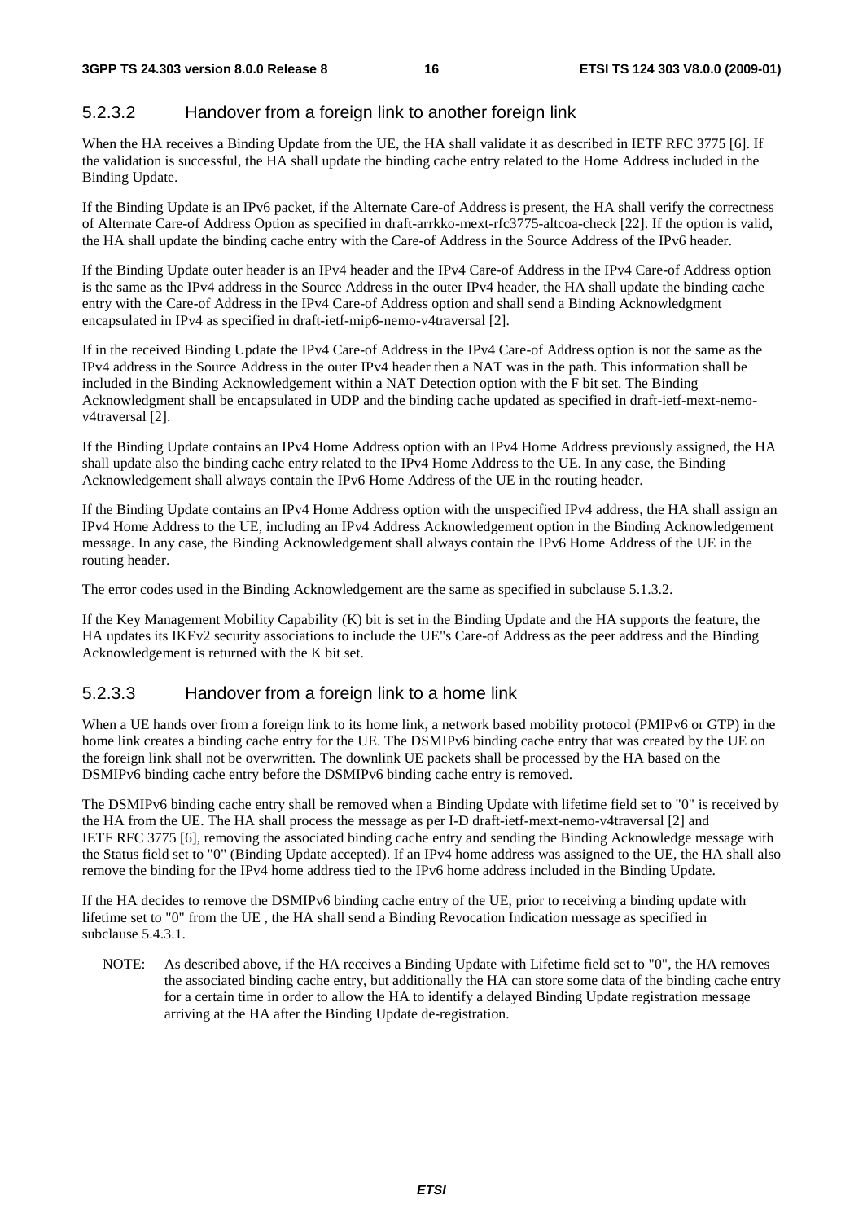#### 5.2.3.2 Handover from a foreign link to another foreign link

When the HA receives a Binding Update from the UE, the HA shall validate it as described in IETF RFC 3775 [6]. If the validation is successful, the HA shall update the binding cache entry related to the Home Address included in the Binding Update.

If the Binding Update is an IPv6 packet, if the Alternate Care-of Address is present, the HA shall verify the correctness of Alternate Care-of Address Option as specified in draft-arrkko-mext-rfc3775-altcoa-check [22]. If the option is valid, the HA shall update the binding cache entry with the Care-of Address in the Source Address of the IPv6 header.

If the Binding Update outer header is an IPv4 header and the IPv4 Care-of Address in the IPv4 Care-of Address option is the same as the IPv4 address in the Source Address in the outer IPv4 header, the HA shall update the binding cache entry with the Care-of Address in the IPv4 Care-of Address option and shall send a Binding Acknowledgment encapsulated in IPv4 as specified in draft-ietf-mip6-nemo-v4traversal [2].

If in the received Binding Update the IPv4 Care-of Address in the IPv4 Care-of Address option is not the same as the IPv4 address in the Source Address in the outer IPv4 header then a NAT was in the path. This information shall be included in the Binding Acknowledgement within a NAT Detection option with the F bit set. The Binding Acknowledgment shall be encapsulated in UDP and the binding cache updated as specified in draft-ietf-mext-nemo-v4traversal [2].

If the Binding Update contains an IPv4 Home Address option with an IPv4 Home Address previously assigned, the HA shall update also the binding cache entry related to the IPv4 Home Address to the UE. In any case, the Binding Acknowledgement shall always contain the IPv6 Home Address of the UE in the routing header.

If the Binding Update contains an IPv4 Home Address option with the unspecified IPv4 address, the HA shall assign an IPv4 Home Address to the UE, including an IPv4 Address Acknowledgement option in the Binding Acknowledgement message. In any case, the Binding Acknowledgement shall always contain the IPv6 Home Address of the UE in the routing header.

The error codes used in the Binding Acknowledgement are the same as specified in subclause 5.1.3.2.

If the Key Management Mobility Capability (K) bit is set in the Binding Update and the HA supports the feature, the HA updates its IKEv2 security associations to include the UE"s Care-of Address as the peer address and the Binding Acknowledgement is returned with the K bit set.

#### 5.2.3.3 Handover from a foreign link to a home link

When a UE hands over from a foreign link to its home link, a network based mobility protocol (PMIPv6 or GTP) in the home link creates a binding cache entry for the UE. The DSMIPv6 binding cache entry that was created by the UE on the foreign link shall not be overwritten. The downlink UE packets shall be processed by the HA based on the DSMIPv6 binding cache entry before the DSMIPv6 binding cache entry is removed.

The DSMIPv6 binding cache entry shall be removed when a Binding Update with lifetime field set to "0" is received by the HA from the UE. The HA shall process the message as per I-D draft-ietf-mext-nemo-v4traversal [2] and IETF RFC 3775 [6], removing the associated binding cache entry and sending the Binding Acknowledge message with the Status field set to "0" (Binding Update accepted). If an IPv4 home address was assigned to the UE, the HA shall also remove the binding for the IPv4 home address tied to the IPv6 home address included in the Binding Update.

If the HA decides to remove the DSMIPv6 binding cache entry of the UE, prior to receiving a binding update with lifetime set to "0" from the UE , the HA shall send a Binding Revocation Indication message as specified in subclause 5.4.3.1.

NOTE: As described above, if the HA receives a Binding Update with Lifetime field set to "0", the HA removes the associated binding cache entry, but additionally the HA can store some data of the binding cache entry for a certain time in order to allow the HA to identify a delayed Binding Update registration message arriving at the HA after the Binding Update de-registration.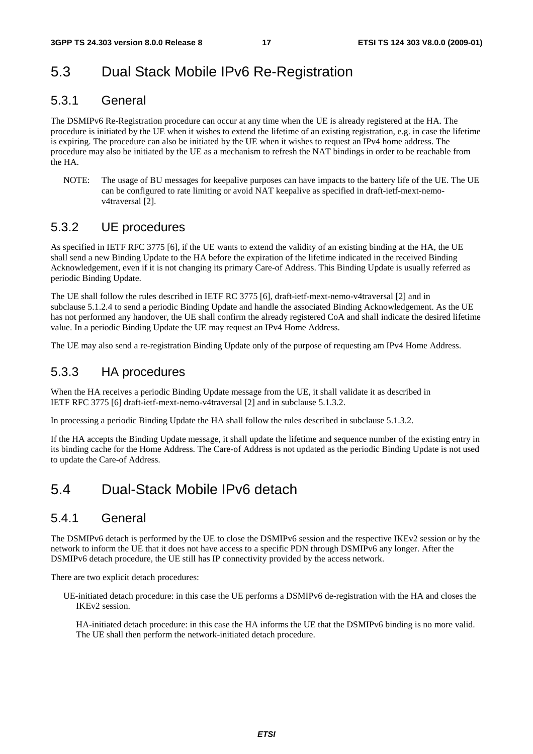# 5.3 Dual Stack Mobile IPv6 Re-Registration

## 5.3.1 General

The DSMIPv6 Re-Registration procedure can occur at any time when the UE is already registered at the HA. The procedure is initiated by the UE when it wishes to extend the lifetime of an existing registration, e.g. in case the lifetime is expiring. The procedure can also be initiated by the UE when it wishes to request an IPv4 home address. The procedure may also be initiated by the UE as a mechanism to refresh the NAT bindings in order to be reachable from the HA.

NOTE: The usage of BU messages for keepalive purposes can have impacts to the battery life of the UE. The UE can be configured to rate limiting or avoid NAT keepalive as specified in draft-ietf-mext-nemo-v4traversal [2].

## 5.3.2 UE procedures

As specified in IETF RFC 3775 [6], if the UE wants to extend the validity of an existing binding at the HA, the UE shall send a new Binding Update to the HA before the expiration of the lifetime indicated in the received Binding Acknowledgement, even if it is not changing its primary Care-of Address. This Binding Update is usually referred as periodic Binding Update.

The UE shall follow the rules described in IETF RC 3775 [6], draft-ietf-mext-nemo-v4traversal [2] and in subclause 5.1.2.4 to send a periodic Binding Update and handle the associated Binding Acknowledgement. As the UE has not performed any handover, the UE shall confirm the already registered CoA and shall indicate the desired lifetime value. In a periodic Binding Update the UE may request an IPv4 Home Address.

The UE may also send a re-registration Binding Update only of the purpose of requesting am IPv4 Home Address.

## 5.3.3 HA procedures

When the HA receives a periodic Binding Update message from the UE, it shall validate it as described in IETF RFC 3775 [6] draft-ietf-mext-nemo-v4traversal [2] and in subclause 5.1.3.2.

In processing a periodic Binding Update the HA shall follow the rules described in subclause 5.1.3.2.

If the HA accepts the Binding Update message, it shall update the lifetime and sequence number of the existing entry in its binding cache for the Home Address. The Care-of Address is not updated as the periodic Binding Update is not used to update the Care-of Address.

# 5.4 Dual-Stack Mobile IPv6 detach

## 5.4.1 General

The DSMIPv6 detach is performed by the UE to close the DSMIPv6 session and the respective IKEv2 session or by the network to inform the UE that it does not have access to a specific PDN through DSMIPv6 any longer. After the DSMIPv6 detach procedure, the UE still has IP connectivity provided by the access network.

There are two explicit detach procedures:

UE-initiated detach procedure: in this case the UE performs a DSMIPv6 de-registration with the HA and closes the IKEv2 session.

HA-initiated detach procedure: in this case the HA informs the UE that the DSMIPv6 binding is no more valid. The UE shall then perform the network-initiated detach procedure.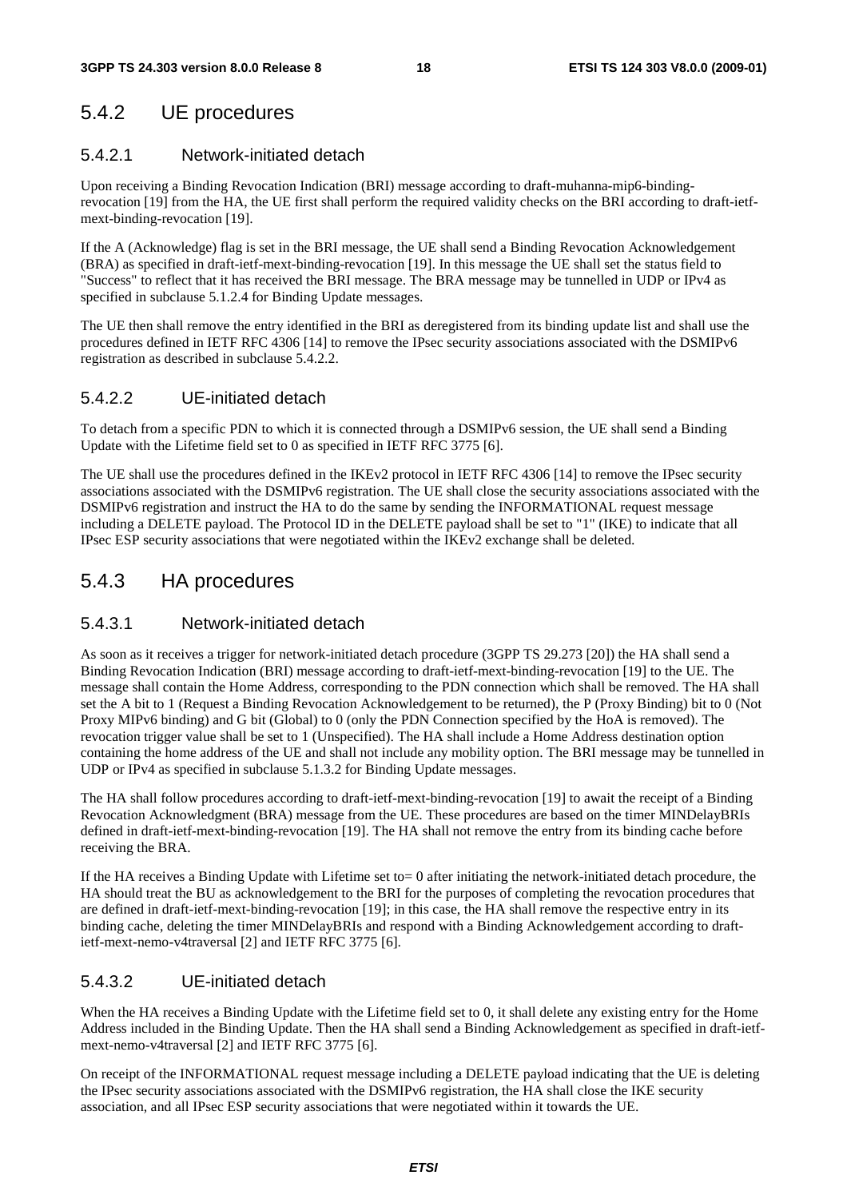## 5.4.2 UE procedures

### 5.4.2.1 Network-initiated detach

Upon receiving a Binding Revocation Indication (BRI) message according to draft-muhanna-mip6-binding-revocation [19] from the HA, the UE first shall perform the required validity checks on the BRI according to draft-ietf-mext-binding-revocation [19].

If the A (Acknowledge) flag is set in the BRI message, the UE shall send a Binding Revocation Acknowledgement (BRA) as specified in draft-ietf-mext-binding-revocation [19]. In this message the UE shall set the status field to "Success" to reflect that it has received the BRI message. The BRA message may be tunnelled in UDP or IPv4 as specified in subclause 5.1.2.4 for Binding Update messages.

The UE then shall remove the entry identified in the BRI as deregistered from its binding update list and shall use the procedures defined in IETF RFC 4306 [14] to remove the IPsec security associations associated with the DSMIPv6 registration as described in subclause 5.4.2.2.

### 5.4.2.2 UE-initiated detach

To detach from a specific PDN to which it is connected through a DSMIPv6 session, the UE shall send a Binding Update with the Lifetime field set to 0 as specified in IETF RFC 3775 [6].

The UE shall use the procedures defined in the IKEv2 protocol in IETF RFC 4306 [14] to remove the IPsec security associations associated with the DSMIPv6 registration. The UE shall close the security associations associated with the DSMIPv6 registration and instruct the HA to do the same by sending the INFORMATIONAL request message including a DELETE payload. The Protocol ID in the DELETE payload shall be set to "1" (IKE) to indicate that all IPsec ESP security associations that were negotiated within the IKEv2 exchange shall be deleted.

## 5.4.3 HA procedures

### 5.4.3.1 Network-initiated detach

As soon as it receives a trigger for network-initiated detach procedure (3GPP TS 29.273 [20]) the HA shall send a Binding Revocation Indication (BRI) message according to draft-ietf-mext-binding-revocation [19] to the UE. The message shall contain the Home Address, corresponding to the PDN connection which shall be removed. The HA shall set the A bit to 1 (Request a Binding Revocation Acknowledgement to be returned), the P (Proxy Binding) bit to 0 (Not Proxy MIPv6 binding) and G bit (Global) to 0 (only the PDN Connection specified by the HoA is removed). The revocation trigger value shall be set to 1 (Unspecified). The HA shall include a Home Address destination option containing the home address of the UE and shall not include any mobility option. The BRI message may be tunnelled in UDP or IPv4 as specified in subclause 5.1.3.2 for Binding Update messages.

The HA shall follow procedures according to draft-ietf-mext-binding-revocation [19] to await the receipt of a Binding Revocation Acknowledgment (BRA) message from the UE. These procedures are based on the timer MINDelayBRIs defined in draft-ietf-mext-binding-revocation [19]. The HA shall not remove the entry from its binding cache before receiving the BRA.

If the HA receives a Binding Update with Lifetime set to= 0 after initiating the network-initiated detach procedure, the HA should treat the BU as acknowledgement to the BRI for the purposes of completing the revocation procedures that are defined in draft-ietf-mext-binding-revocation [19]; in this case, the HA shall remove the respective entry in its binding cache, deleting the timer MINDelayBRIs and respond with a Binding Acknowledgement according to draft-ietf-mext-nemo-v4traversal [2] and IETF RFC 3775 [6].

### 5.4.3.2 UE-initiated detach

When the HA receives a Binding Update with the Lifetime field set to 0, it shall delete any existing entry for the Home Address included in the Binding Update. Then the HA shall send a Binding Acknowledgement as specified in draft-ietf-mext-nemo-v4traversal [2] and IETF RFC 3775 [6].

On receipt of the INFORMATIONAL request message including a DELETE payload indicating that the UE is deleting the IPsec security associations associated with the DSMIPv6 registration, the HA shall close the IKE security association, and all IPsec ESP security associations that were negotiated within it towards the UE.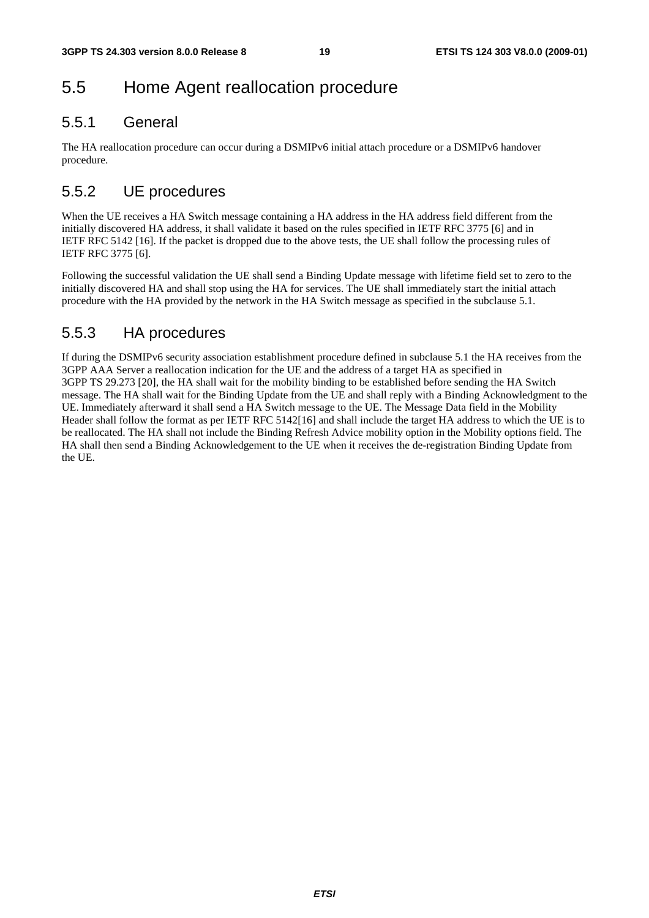# 5.5 Home Agent reallocation procedure

## 5.5.1 General

The HA reallocation procedure can occur during a DSMIPv6 initial attach procedure or a DSMIPv6 handover procedure.

## 5.5.2 UE procedures

When the UE receives a HA Switch message containing a HA address in the HA address field different from the initially discovered HA address, it shall validate it based on the rules specified in IETF RFC 3775 [6] and in IETF RFC 5142 [16]. If the packet is dropped due to the above tests, the UE shall follow the processing rules of IETF RFC 3775 [6].

Following the successful validation the UE shall send a Binding Update message with lifetime field set to zero to the initially discovered HA and shall stop using the HA for services. The UE shall immediately start the initial attach procedure with the HA provided by the network in the HA Switch message as specified in the subclause 5.1.

## 5.5.3 HA procedures

If during the DSMIPv6 security association establishment procedure defined in subclause 5.1 the HA receives from the 3GPP AAA Server a reallocation indication for the UE and the address of a target HA as specified in 3GPP TS 29.273 [20], the HA shall wait for the mobility binding to be established before sending the HA Switch message. The HA shall wait for the Binding Update from the UE and shall reply with a Binding Acknowledgment to the UE. Immediately afterward it shall send a HA Switch message to the UE. The Message Data field in the Mobility Header shall follow the format as per IETF RFC 5142[16] and shall include the target HA address to which the UE is to be reallocated. The HA shall not include the Binding Refresh Advice mobility option in the Mobility options field. The HA shall then send a Binding Acknowledgement to the UE when it receives the de-registration Binding Update from the UE.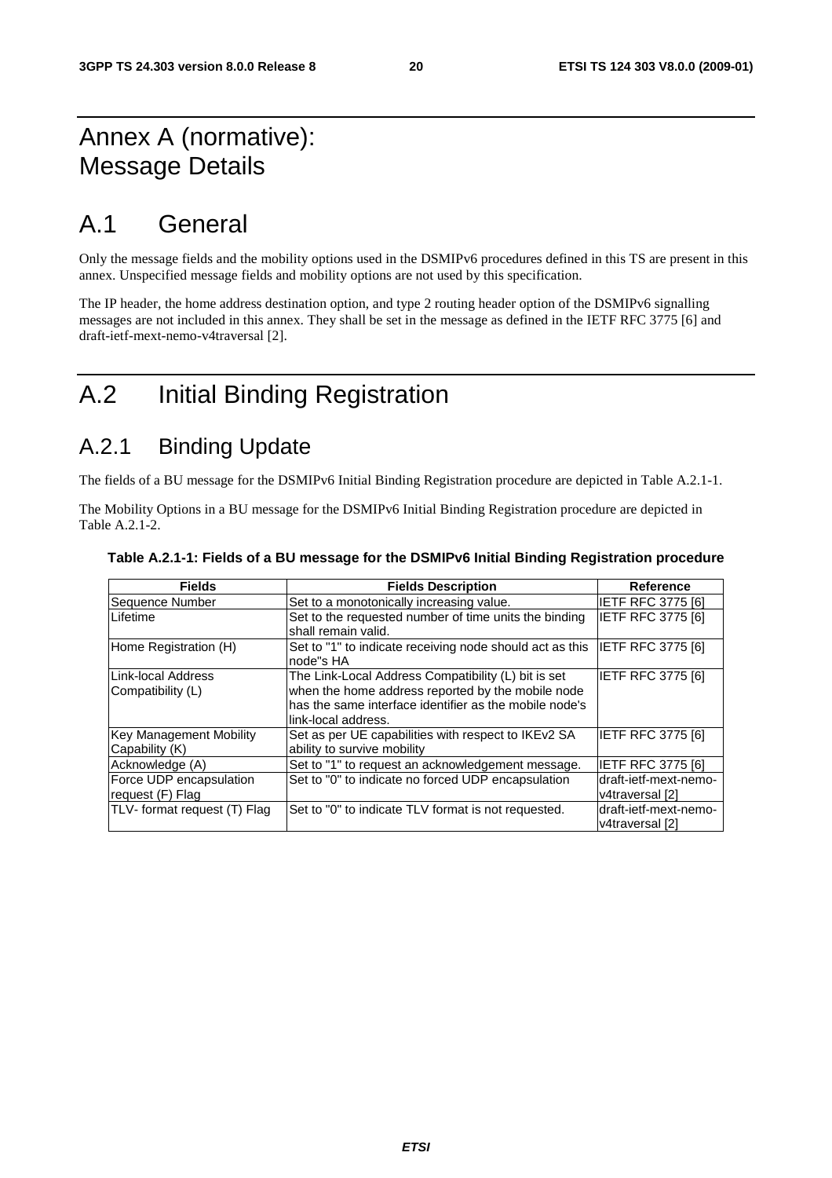# Annex A (normative): Message Details

# A.1 General

Only the message fields and the mobility options used in the DSMIPv6 procedures defined in this TS are present in this annex. Unspecified message fields and mobility options are not used by this specification.

The IP header, the home address destination option, and type 2 routing header option of the DSMIPv6 signalling messages are not included in this annex. They shall be set in the message as defined in the IETF RFC 3775 [6] and draft-ietf-mext-nemo-v4traversal [2].

# A.2 Initial Binding Registration

## A.2.1 Binding Update

The fields of a BU message for the DSMIPv6 Initial Binding Registration procedure are depicted in Table A.2.1-1.

The Mobility Options in a BU message for the DSMIPv6 Initial Binding Registration procedure are depicted in Table A.2.1-2.

**Table A.2.1-1: Fields of a BU message for the DSMIPv6 Initial Binding Registration procedure**

| Fields | Fields Description | Reference |
|---|---|---|
| Sequence Number | Set to a monotonically increasing value. | IETF RFC 3775 [6] |
| Lifetime | Set to the requested number of time units the binding shall remain valid. | IETF RFC 3775 [6] |
| Home Registration (H) | Set to "1" to indicate receiving node should act as this node"s HA | IETF RFC 3775 [6] |
| Link-local Address Compatibility (L) | The Link-Local Address Compatibility (L) bit is set when the home address reported by the mobile node has the same interface identifier as the mobile node's link-local address. | IETF RFC 3775 [6] |
| Key Management Mobility Capability (K) | Set as per UE capabilities with respect to IKEv2 SA ability to survive mobility | IETF RFC 3775 [6] |
| Acknowledge (A) | Set to "1" to request an acknowledgement message. | IETF RFC 3775 [6] |
| Force UDP encapsulation request (F) Flag | Set to "0" to indicate no forced UDP encapsulation | draft-ietf-mext-nemo-v4traversal [2] |
| TLV- format request (T) Flag | Set to "0" to indicate TLV format is not requested. | draft-ietf-mext-nemo-v4traversal [2] |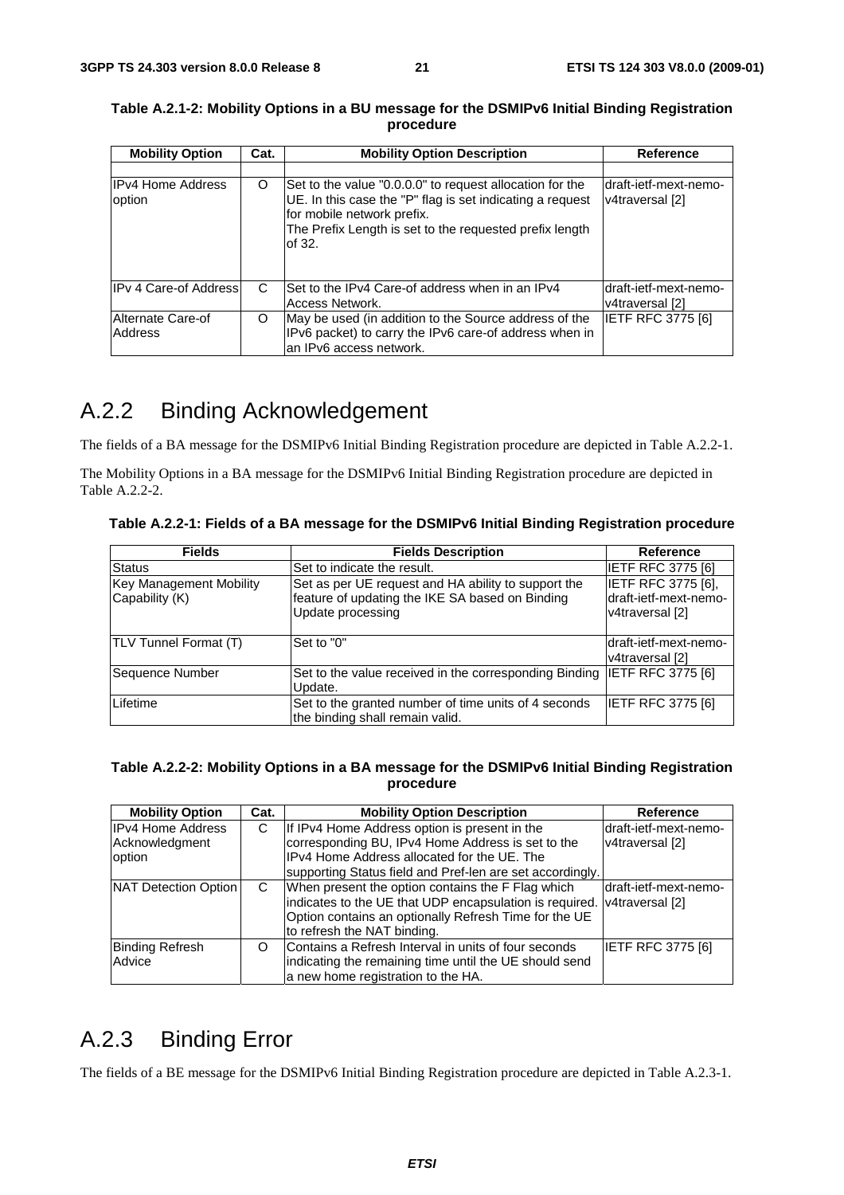**Table A.2.1-2: Mobility Options in a BU message for the DSMIPv6 Initial Binding Registration procedure**

| Mobility Option | Cat. | Mobility Option Description | Reference |
|---|---|---|---|
| | | | |
| IPv4 Home Address option | O | Set to the value "0.0.0.0" to request allocation for the UE. In this case the "P" flag is set indicating a request for mobile network prefix. The Prefix Length is set to the requested prefix length of 32. | draft-ietf-mext-nemo-v4traversal [2] |
| IPv 4 Care-of Address | C | Set to the IPv4 Care-of address when in an IPv4 Access Network. | draft-ietf-mext-nemo-v4traversal [2] |
| Alternate Care-of Address | O | May be used (in addition to the Source address of the IPv6 packet) to carry the IPv6 care-of address when in an IPv6 access network. | IETF RFC 3775 [6] |

## A.2.2 Binding Acknowledgement

The fields of a BA message for the DSMIPv6 Initial Binding Registration procedure are depicted in Table A.2.2-1.

The Mobility Options in a BA message for the DSMIPv6 Initial Binding Registration procedure are depicted in Table A.2.2-2.

**Table A.2.2-1: Fields of a BA message for the DSMIPv6 Initial Binding Registration procedure**

| Fields | Fields Description | Reference |
|---|---|---|
| Status | Set to indicate the result. | IETF RFC 3775 [6] |
| Key Management Mobility Capability (K) | Set as per UE request and HA ability to support the feature of updating the IKE SA based on Binding Update processing | IETF RFC 3775 [6], draft-ietf-mext-nemo-v4traversal [2] |
| TLV Tunnel Format (T) | Set to "0" | draft-ietf-mext-nemo-v4traversal [2] |
| Sequence Number | Set to the value received in the corresponding Binding Update. | IETF RFC 3775 [6] |
| Lifetime | Set to the granted number of time units of 4 seconds the binding shall remain valid. | IETF RFC 3775 [6] |

**Table A.2.2-2: Mobility Options in a BA message for the DSMIPv6 Initial Binding Registration procedure**

| Mobility Option | Cat. | Mobility Option Description | Reference |
|---|---|---|---|
| IPv4 Home Address Acknowledgment option | C | If IPv4 Home Address option is present in the corresponding BU, IPv4 Home Address is set to the IPv4 Home Address allocated for the UE. The supporting Status field and Pref-len are set accordingly. | draft-ietf-mext-nemo-v4traversal [2] |
| NAT Detection Option | C | When present the option contains the F Flag which indicates to the UE that UDP encapsulation is required. Option contains an optionally Refresh Time for the UE to refresh the NAT binding. | draft-ietf-mext-nemo-v4traversal [2] |
| Binding Refresh Advice | O | Contains a Refresh Interval in units of four seconds indicating the remaining time until the UE should send a new home registration to the HA. | IETF RFC 3775 [6] |

## A.2.3 Binding Error

The fields of a BE message for the DSMIPv6 Initial Binding Registration procedure are depicted in Table A.2.3-1.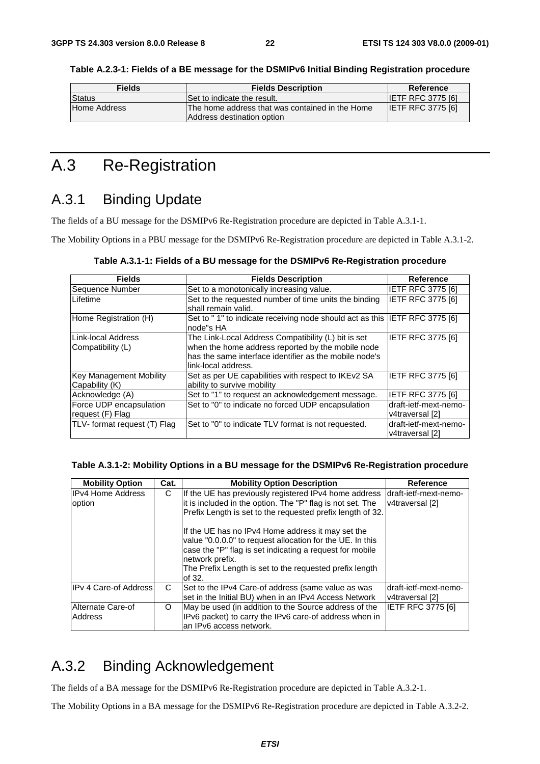**Table A.2.3-1: Fields of a BE message for the DSMIPv6 Initial Binding Registration procedure**

| Fields | Fields Description | Reference |
| --- | --- | --- |
| Status | Set to indicate the result. | IETF RFC 3775 [6] |
| Home Address | The home address that was contained in the Home Address destination option | IETF RFC 3775 [6] |

# A.3 Re-Registration

## A.3.1 Binding Update

The fields of a BU message for the DSMIPv6 Re-Registration procedure are depicted in Table A.3.1-1.

The Mobility Options in a PBU message for the DSMIPv6 Re-Registration procedure are depicted in Table A.3.1-2.

**Table A.3.1-1: Fields of a BU message for the DSMIPv6 Re-Registration procedure**

| Fields | Fields Description | Reference |
| --- | --- | --- |
| Sequence Number | Set to a monotonically increasing value. | IETF RFC 3775 [6] |
| Lifetime | Set to the requested number of time units the binding shall remain valid. | IETF RFC 3775 [6] |
| Home Registration (H) | Set to " 1" to indicate receiving node should act as this node"s HA | IETF RFC 3775 [6] |
| Link-local Address Compatibility (L) | The Link-Local Address Compatibility (L) bit is set when the home address reported by the mobile node has the same interface identifier as the mobile node's link-local address. | IETF RFC 3775 [6] |
| Key Management Mobility Capability (K) | Set as per UE capabilities with respect to IKEv2 SA ability to survive mobility | IETF RFC 3775 [6] |
| Acknowledge (A) | Set to "1" to request an acknowledgement message. | IETF RFC 3775 [6] |
| Force UDP encapsulation request (F) Flag | Set to "0" to indicate no forced UDP encapsulation | draft-ietf-mext-nemo-v4traversal [2] |
| TLV- format request (T) Flag | Set to "0" to indicate TLV format is not requested. | draft-ietf-mext-nemo-v4traversal [2] |

**Table A.3.1-2: Mobility Options in a BU message for the DSMIPv6 Re-Registration procedure**

| Mobility Option | Cat. | Mobility Option Description | Reference |
| --- | --- | --- | --- |
| IPv4 Home Address option | C | If the UE has previously registered IPv4 home address it is included in the option. The "P" flag is not set. The Prefix Length is set to the requested prefix length of 32.<br><br>If the UE has no IPv4 Home address it may set the value "0.0.0.0" to request allocation for the UE. In this case the "P" flag is set indicating a request for mobile network prefix.<br>The Prefix Length is set to the requested prefix length of 32. | draft-ietf-mext-nemo-v4traversal [2] |
| IPv 4 Care-of Address | C | Set to the IPv4 Care-of address (same value as was set in the Initial BU) when in an IPv4 Access Network | draft-ietf-mext-nemo-v4traversal [2] |
| Alternate Care-of Address | O | May be used (in addition to the Source address of the IPv6 packet) to carry the IPv6 care-of address when in an IPv6 access network. | IETF RFC 3775 [6] |

## A.3.2 Binding Acknowledgement

The fields of a BA message for the DSMIPv6 Re-Registration procedure are depicted in Table A.3.2-1.

The Mobility Options in a BA message for the DSMIPv6 Re-Registration procedure are depicted in Table A.3.2-2.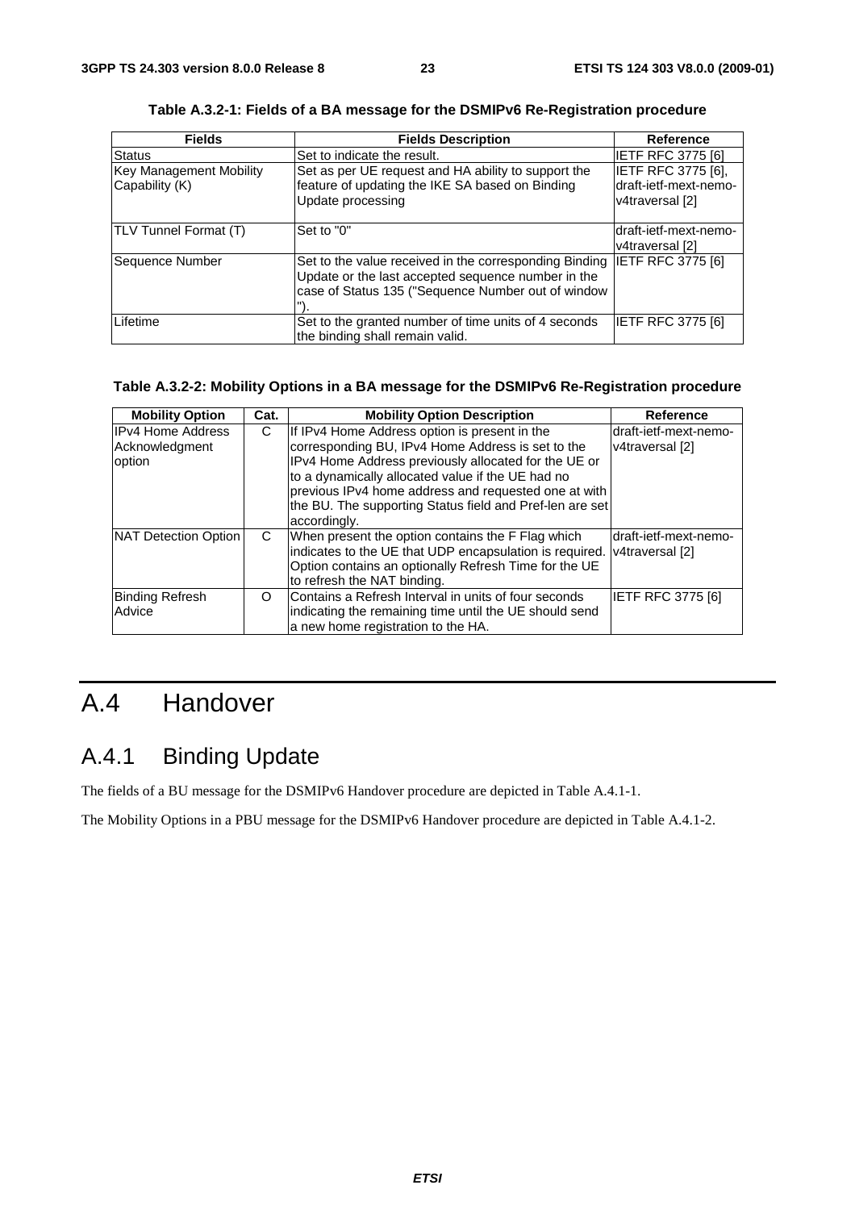**Table A.3.2-1: Fields of a BA message for the DSMIPv6 Re-Registration procedure**

| Fields | Fields Description | Reference |
|---|---|---|
| Status | Set to indicate the result. | IETF RFC 3775 [6] |
| Key Management Mobility Capability (K) | Set as per UE request and HA ability to support the feature of updating the IKE SA based on Binding Update processing | IETF RFC 3775 [6], draft-ietf-mext-nemo-v4traversal [2] |
| TLV Tunnel Format (T) | Set to "0" | draft-ietf-mext-nemo-v4traversal [2] |
| Sequence Number | Set to the value received in the corresponding Binding Update or the last accepted sequence number in the case of Status 135 ("Sequence Number out of window"). | IETF RFC 3775 [6] |
| Lifetime | Set to the granted number of time units of 4 seconds the binding shall remain valid. | IETF RFC 3775 [6] |

**Table A.3.2-2: Mobility Options in a BA message for the DSMIPv6 Re-Registration procedure**

| Mobility Option | Cat. | Mobility Option Description | Reference |
|---|---|---|---|
| IPv4 Home Address Acknowledgment option | C | If IPv4 Home Address option is present in the corresponding BU, IPv4 Home Address is set to the IPv4 Home Address previously allocated for the UE or to a dynamically allocated value if the UE had no previous IPv4 home address and requested one at with the BU. The supporting Status field and Pref-len are set accordingly. | draft-ietf-mext-nemo-v4traversal [2] |
| NAT Detection Option | C | When present the option contains the F Flag which indicates to the UE that UDP encapsulation is required. Option contains an optionally Refresh Time for the UE to refresh the NAT binding. | draft-ietf-mext-nemo-v4traversal [2] |
| Binding Refresh Advice | O | Contains a Refresh Interval in units of four seconds indicating the remaining time until the UE should send a new home registration to the HA. | IETF RFC 3775 [6] |

# A.4 Handover

## A.4.1 Binding Update

The fields of a BU message for the DSMIPv6 Handover procedure are depicted in Table A.4.1-1.

The Mobility Options in a PBU message for the DSMIPv6 Handover procedure are depicted in Table A.4.1-2.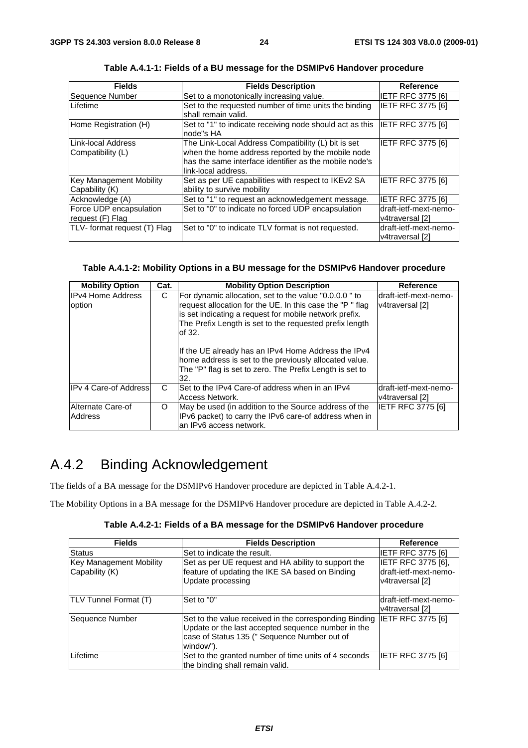**Table A.4.1-1: Fields of a BU message for the DSMIPv6 Handover procedure**

| Fields | Fields Description | Reference |
| --- | --- | --- |
| Sequence Number | Set to a monotonically increasing value. | IETF RFC 3775 [6] |
| Lifetime | Set to the requested number of time units the binding shall remain valid. | IETF RFC 3775 [6] |
| Home Registration (H) | Set to "1" to indicate receiving node should act as this node"s HA | IETF RFC 3775 [6] |
| Link-local Address Compatibility (L) | The Link-Local Address Compatibility (L) bit is set when the home address reported by the mobile node has the same interface identifier as the mobile node's link-local address. | IETF RFC 3775 [6] |
| Key Management Mobility Capability (K) | Set as per UE capabilities with respect to IKEv2 SA ability to survive mobility | IETF RFC 3775 [6] |
| Acknowledge (A) | Set to "1" to request an acknowledgement message. | IETF RFC 3775 [6] |
| Force UDP encapsulation request (F) Flag | Set to "0" to indicate no forced UDP encapsulation | draft-ietf-mext-nemo-v4traversal [2] |
| TLV- format request (T) Flag | Set to "0" to indicate TLV format is not requested. | draft-ietf-mext-nemo-v4traversal [2] |

**Table A.4.1-2: Mobility Options in a BU message for the DSMIPv6 Handover procedure**

| Mobility Option | Cat. | Mobility Option Description | Reference |
| --- | --- | --- | --- |
| IPv4 Home Address option | C | For dynamic allocation, set to the value "0.0.0.0 " to request allocation for the UE. In this case the "P " flag is set indicating a request for mobile network prefix. The Prefix Length is set to the requested prefix length of 32.<br><br>If the UE already has an IPv4 Home Address the IPv4 home address is set to the previously allocated value. The "P" flag is set to zero. The Prefix Length is set to 32. | draft-ietf-mext-nemo-v4traversal [2] |
| IPv 4 Care-of Address | C | Set to the IPv4 Care-of address when in an IPv4 Access Network. | draft-ietf-mext-nemo-v4traversal [2] |
| Alternate Care-of Address | O | May be used (in addition to the Source address of the IPv6 packet) to carry the IPv6 care-of address when in an IPv6 access network. | IETF RFC 3775 [6] |

## A.4.2 Binding Acknowledgement

The fields of a BA message for the DSMIPv6 Handover procedure are depicted in Table A.4.2-1.

The Mobility Options in a BA message for the DSMIPv6 Handover procedure are depicted in Table A.4.2-2.

**Table A.4.2-1: Fields of a BA message for the DSMIPv6 Handover procedure**

| Fields | Fields Description | Reference |
| --- | --- | --- |
| Status | Set to indicate the result. | IETF RFC 3775 [6] |
| Key Management Mobility Capability (K) | Set as per UE request and HA ability to support the feature of updating the IKE SA based on Binding Update processing | IETF RFC 3775 [6], draft-ietf-mext-nemo-v4traversal [2] |
| TLV Tunnel Format (T) | Set to "0" | draft-ietf-mext-nemo-v4traversal [2] |
| Sequence Number | Set to the value received in the corresponding Binding Update or the last accepted sequence number in the case of Status 135 (" Sequence Number out of window"). | IETF RFC 3775 [6] |
| Lifetime | Set to the granted number of time units of 4 seconds the binding shall remain valid. | IETF RFC 3775 [6] |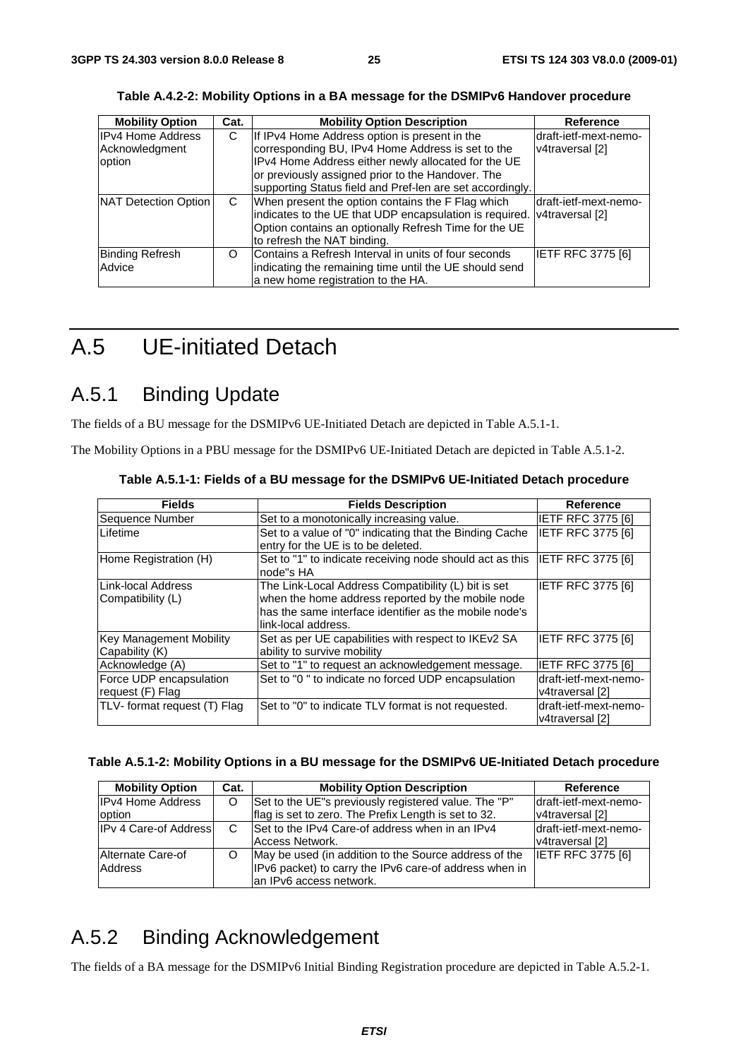**Table A.4.2-2: Mobility Options in a BA message for the DSMIPv6 Handover procedure**

| Mobility Option | Cat. | Mobility Option Description | Reference |
|---|---|---|---|
| IPv4 Home Address Acknowledgment option | C | If IPv4 Home Address option is present in the corresponding BU, IPv4 Home Address is set to the IPv4 Home Address either newly allocated for the UE or previously assigned prior to the Handover. The supporting Status field and Pref-len are set accordingly. | draft-ietf-mext-nemo-v4traversal [2] |
| NAT Detection Option | C | When present the option contains the F Flag which indicates to the UE that UDP encapsulation is required. Option contains an optionally Refresh Time for the UE to refresh the NAT binding. | draft-ietf-mext-nemo-v4traversal [2] |
| Binding Refresh Advice | O | Contains a Refresh Interval in units of four seconds indicating the remaining time until the UE should send a new home registration to the HA. | IETF RFC 3775 [6] |

# A.5 UE-initiated Detach

## A.5.1 Binding Update

The fields of a BU message for the DSMIPv6 UE-Initiated Detach are depicted in Table A.5.1-1.

The Mobility Options in a PBU message for the DSMIPv6 UE-Initiated Detach are depicted in Table A.5.1-2.

**Table A.5.1-1: Fields of a BU message for the DSMIPv6 UE-Initiated Detach procedure**

| Fields | Fields Description | Reference |
|---|---|---|
| Sequence Number | Set to a monotonically increasing value. | IETF RFC 3775 [6] |
| Lifetime | Set to a value of "0" indicating that the Binding Cache entry for the UE is to be deleted. | IETF RFC 3775 [6] |
| Home Registration (H) | Set to "1" to indicate receiving node should act as this node"s HA | IETF RFC 3775 [6] |
| Link-local Address Compatibility (L) | The Link-Local Address Compatibility (L) bit is set when the home address reported by the mobile node has the same interface identifier as the mobile node's link-local address. | IETF RFC 3775 [6] |
| Key Management Mobility Capability (K) | Set as per UE capabilities with respect to IKEv2 SA ability to survive mobility | IETF RFC 3775 [6] |
| Acknowledge (A) | Set to "1" to request an acknowledgement message. | IETF RFC 3775 [6] |
| Force UDP encapsulation request (F) Flag | Set to "0 " to indicate no forced UDP encapsulation | draft-ietf-mext-nemo-v4traversal [2] |
| TLV- format request (T) Flag | Set to "0" to indicate TLV format is not requested. | draft-ietf-mext-nemo-v4traversal [2] |

**Table A.5.1-2: Mobility Options in a BU message for the DSMIPv6 UE-Initiated Detach procedure**

| Mobility Option | Cat. | Mobility Option Description | Reference |
|---|---|---|---|
| IPv4 Home Address option | O | Set to the UE"s previously registered value. The "P" flag is set to zero. The Prefix Length is set to 32. | draft-ietf-mext-nemo-v4traversal [2] |
| IPv 4 Care-of Address | C | Set to the IPv4 Care-of address when in an IPv4 Access Network. | draft-ietf-mext-nemo-v4traversal [2] |
| Alternate Care-of Address | O | May be used (in addition to the Source address of the IPv6 packet) to carry the IPv6 care-of address when in an IPv6 access network. | IETF RFC 3775 [6] |

## A.5.2 Binding Acknowledgement

The fields of a BA message for the DSMIPv6 Initial Binding Registration procedure are depicted in Table A.5.2-1.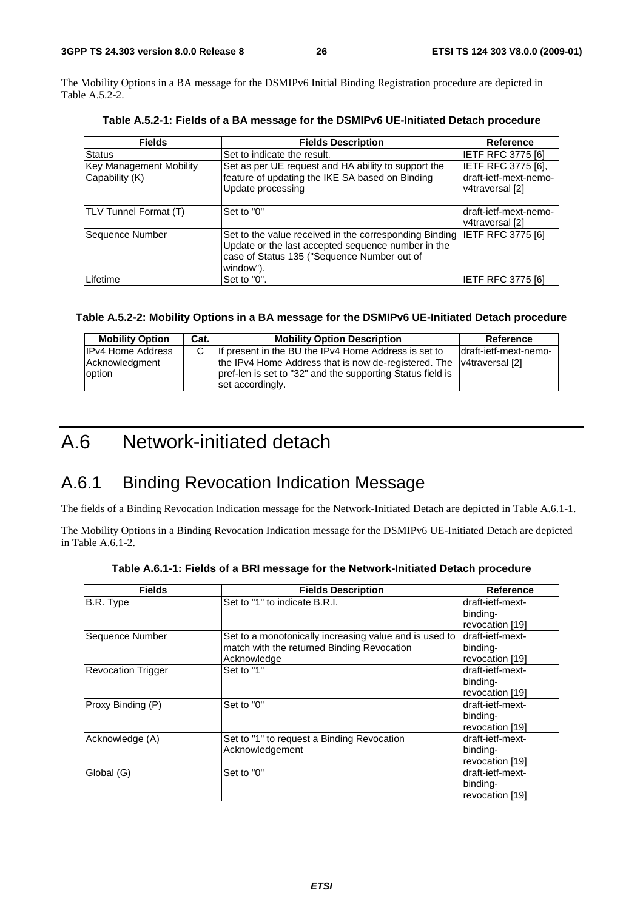The Mobility Options in a BA message for the DSMIPv6 Initial Binding Registration procedure are depicted in Table A.5.2-2.

**Table A.5.2-1: Fields of a BA message for the DSMIPv6 UE-Initiated Detach procedure**

| Fields | Fields Description | Reference |
|---|---|---|
| Status | Set to indicate the result. | IETF RFC 3775 [6] |
| Key Management Mobility Capability (K) | Set as per UE request and HA ability to support the feature of updating the IKE SA based on Binding Update processing | IETF RFC 3775 [6], draft-ietf-mext-nemo-v4traversal [2] |
| TLV Tunnel Format (T) | Set to "0" | draft-ietf-mext-nemo-v4traversal [2] |
| Sequence Number | Set to the value received in the corresponding Binding Update or the last accepted sequence number in the case of Status 135 ("Sequence Number out of window"). | IETF RFC 3775 [6] |
| Lifetime | Set to "0". | IETF RFC 3775 [6] |

**Table A.5.2-2: Mobility Options in a BA message for the DSMIPv6 UE-Initiated Detach procedure**

| Mobility Option | Cat. | Mobility Option Description | Reference |
|---|---|---|---|
| IPv4 Home Address Acknowledgment option | C | If present in the BU the IPv4 Home Address is set to the IPv4 Home Address that is now de-registered. The pref-len is set to "32" and the supporting Status field is set accordingly. | draft-ietf-mext-nemo-v4traversal [2] |

# A.6 Network-initiated detach

## A.6.1 Binding Revocation Indication Message

The fields of a Binding Revocation Indication message for the Network-Initiated Detach are depicted in Table A.6.1-1.

The Mobility Options in a Binding Revocation Indication message for the DSMIPv6 UE-Initiated Detach are depicted in Table A.6.1-2.

**Table A.6.1-1: Fields of a BRI message for the Network-Initiated Detach procedure**

| Fields | Fields Description | Reference |
|---|---|---|
| B.R. Type | Set to "1" to indicate B.R.I. | draft-ietf-mext-binding-revocation [19] |
| Sequence Number | Set to a monotonically increasing value and is used to match with the returned Binding Revocation Acknowledge | draft-ietf-mext-binding-revocation [19] |
| Revocation Trigger | Set to "1" | draft-ietf-mext-binding-revocation [19] |
| Proxy Binding (P) | Set to "0" | draft-ietf-mext-binding-revocation [19] |
| Acknowledge (A) | Set to "1" to request a Binding Revocation Acknowledgement | draft-ietf-mext-binding-revocation [19] |
| Global (G) | Set to "0" | draft-ietf-mext-binding-revocation [19] |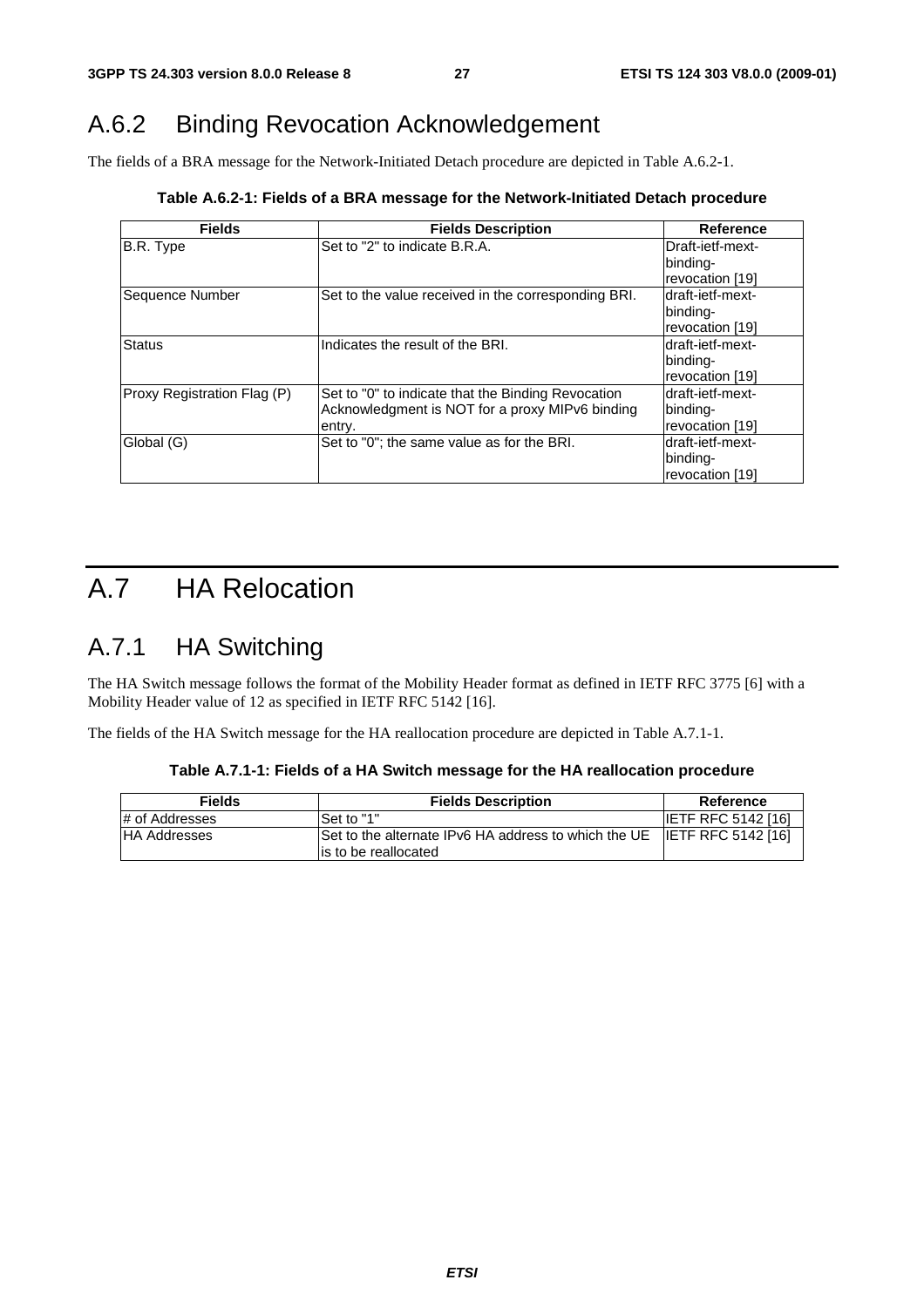## A.6.2 Binding Revocation Acknowledgement

The fields of a BRA message for the Network-Initiated Detach procedure are depicted in Table A.6.2-1.

**Table A.6.2-1: Fields of a BRA message for the Network-Initiated Detach procedure**

| Fields | Fields Description | Reference |
|---|---|---|
| B.R. Type | Set to "2" to indicate B.R.A. | Draft-ietf-mext-binding-revocation [19] |
| Sequence Number | Set to the value received in the corresponding BRI. | draft-ietf-mext-binding-revocation [19] |
| Status | Indicates the result of the BRI. | draft-ietf-mext-binding-revocation [19] |
| Proxy Registration Flag (P) | Set to "0" to indicate that the Binding Revocation Acknowledgment is NOT for a proxy MIPv6 binding entry. | draft-ietf-mext-binding-revocation [19] |
| Global (G) | Set to "0"; the same value as for the BRI. | draft-ietf-mext-binding-revocation [19] |

# A.7 HA Relocation

## A.7.1 HA Switching

The HA Switch message follows the format of the Mobility Header format as defined in IETF RFC 3775 [6] with a Mobility Header value of 12 as specified in IETF RFC 5142 [16].

The fields of the HA Switch message for the HA reallocation procedure are depicted in Table A.7.1-1.

**Table A.7.1-1: Fields of a HA Switch message for the HA reallocation procedure**

| Fields | Fields Description | Reference |
|---|---|---|
| # of Addresses | Set to "1" | IETF RFC 5142 [16] |
| HA Addresses | Set to the alternate IPv6 HA address to which the UE is to be reallocated | IETF RFC 5142 [16] |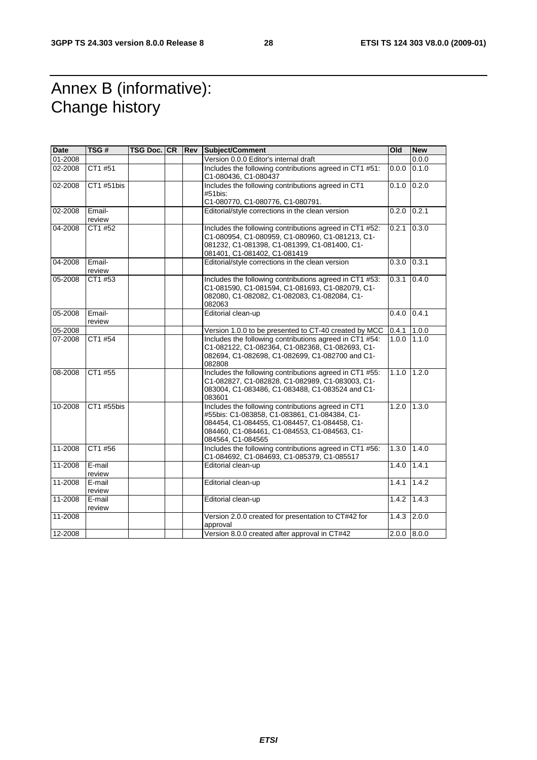# Annex B (informative): Change history

| Date | TSG # | TSG Doc. | CR | Rev | Subject/Comment | Old | New |
|---|---|---|---|---|---|---|---|
| 01-2008 | | | | | Version 0.0.0 Editor's internal draft | | 0.0.0 |
| 02-2008 | CT1 #51 | | | | Includes the following contributions agreed in CT1 #51: C1-080436, C1-080437 | 0.0.0 | 0.1.0 |
| 02-2008 | CT1 #51bis | | | | Includes the following contributions agreed in CT1 #51bis: C1-080770, C1-080776, C1-080791. | 0.1.0 | 0.2.0 |
| 02-2008 | Email-review | | | | Editorial/style corrections in the clean version | 0.2.0 | 0.2.1 |
| 04-2008 | CT1 #52 | | | | Includes the following contributions agreed in CT1 #52: C1-080954, C1-080959, C1-080960, C1-081213, C1-081232, C1-081398, C1-081399, C1-081400, C1-081401, C1-081402, C1-081419 | 0.2.1 | 0.3.0 |
| 04-2008 | Email-review | | | | Editorial/style corrections in the clean version | 0.3.0 | 0.3.1 |
| 05-2008 | CT1 #53 | | | | Includes the following contributions agreed in CT1 #53: C1-081590, C1-081594, C1-081693, C1-082079, C1-082080, C1-082082, C1-082083, C1-082084, C1-082063 | 0.3.1 | 0.4.0 |
| 05-2008 | Email-review | | | | Editorial clean-up | 0.4.0 | 0.4.1 |
| 05-2008 | | | | | Version 1.0.0 to be presented to CT-40 created by MCC | 0.4.1 | 1.0.0 |
| 07-2008 | CT1 #54 | | | | Includes the following contributions agreed in CT1 #54: C1-082122, C1-082364, C1-082368, C1-082693, C1-082694, C1-082698, C1-082699, C1-082700 and C1-082808 | 1.0.0 | 1.1.0 |
| 08-2008 | CT1 #55 | | | | Includes the following contributions agreed in CT1 #55: C1-082827, C1-082828, C1-082989, C1-083003, C1-083004, C1-083486, C1-083488, C1-083524 and C1-083601 | 1.1.0 | 1.2.0 |
| 10-2008 | CT1 #55bis | | | | Includes the following contributions agreed in CT1 #55bis: C1-083858, C1-083861, C1-084384, C1-084454, C1-084455, C1-084457, C1-084458, C1-084460, C1-084461, C1-084553, C1-084563, C1-084564, C1-084565 | 1.2.0 | 1.3.0 |
| 11-2008 | CT1 #56 | | | | Includes the following contributions agreed in CT1 #56: C1-084692, C1-084693, C1-085379, C1-085517 | 1.3.0 | 1.4.0 |
| 11-2008 | E-mail review | | | | Editorial clean-up | 1.4.0 | 1.4.1 |
| 11-2008 | E-mail review | | | | Editorial clean-up | 1.4.1 | 1.4.2 |
| 11-2008 | E-mail review | | | | Editorial clean-up | 1.4.2 | 1.4.3 |
| 11-2008 | | | | | Version 2.0.0 created for presentation to CT#42 for approval | 1.4.3 | 2.0.0 |
| 12-2008 | | | | | Version 8.0.0 created after approval in CT#42 | 2.0.0 | 8.0.0 |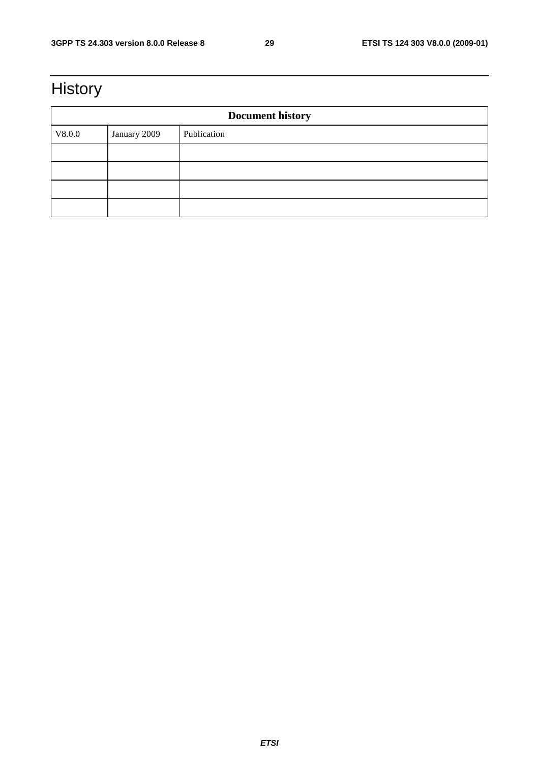# History

| Document history | | |
|---|---|---|
| V8.0.0 | January 2009 | Publication |
| | | |
| | | |
| | | |
| | | |